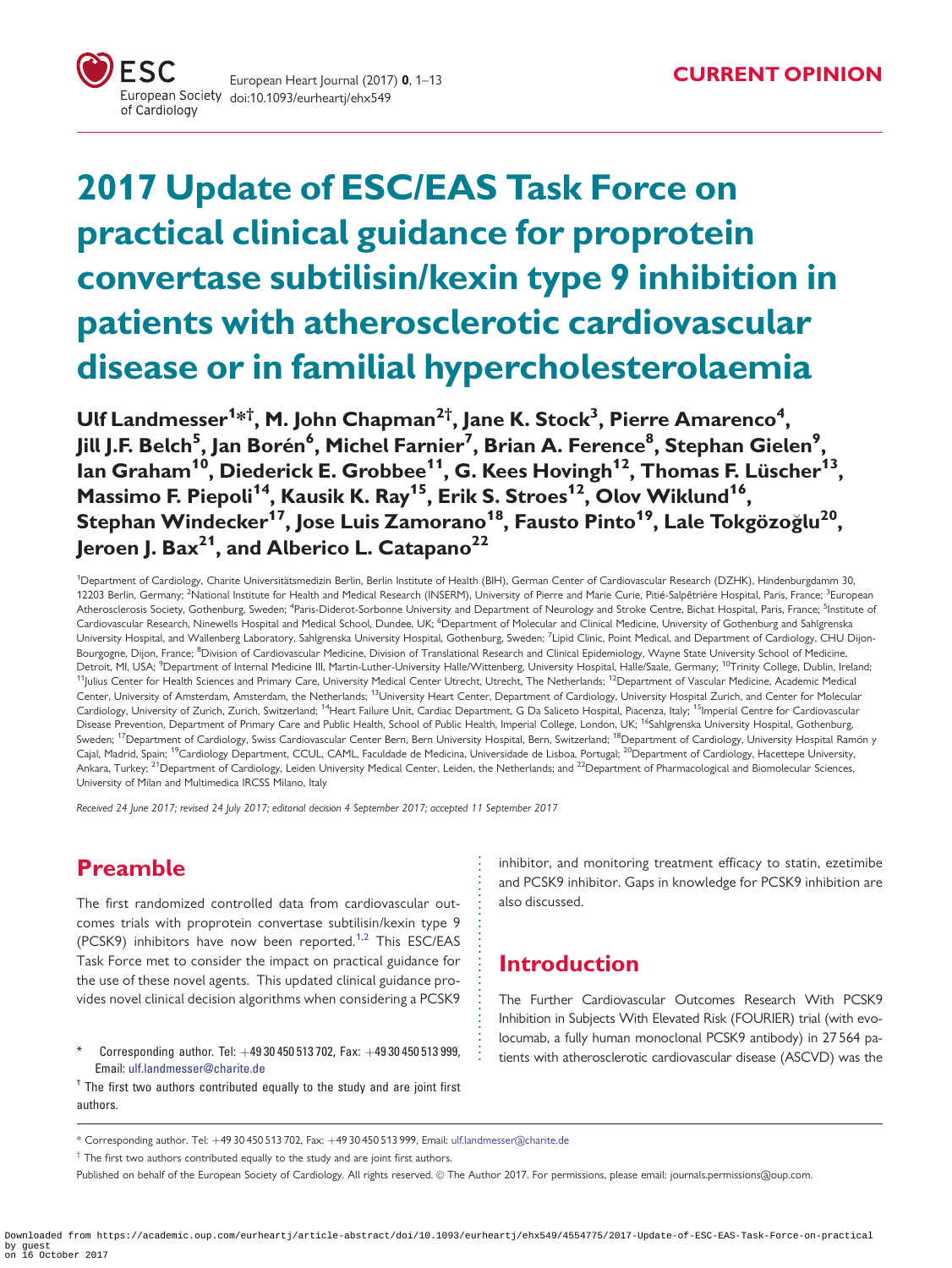CURRENT OPINION

# 2017 Update of ESC/EAS Task Force on practical clinical guidance for proprotein convertase subtilisin/kexin type 9 inhibition in patients with atherosclerotic cardiovascular disease or in familial hypercholesterolaemia

**Ulf Landmesser[1]*†, M. John Chapman[2]†, Jane K. Stock[3], Pierre Amarenco[4], Jill J.F. Belch[5], Jan Borén[6], Michel Farnier[7], Brian A. Ference[8], Stephan Gielen[9], Ian Graham[10], Diederick E. Grobbee[11], G. Kees Hovingh[12], Thomas F. Lüscher[13], Massimo F. Piepoli[14], Kausik K. Ray[15], Erik S. Stroes[12], Olov Wiklund[16], Stephan Windecker[17], Jose Luis Zamorano[18], Fausto Pinto[19], Lale Tokgözoğlu[20], Jeroen J. Bax[21], and Alberico L. Catapano[22]**

[1]Department of Cardiology, Charite Universitätsmedizin Berlin, Berlin Institute of Health (BIH), German Center of Cardiovascular Research (DZHK), Hindenburgdamm 30, 12203 Berlin, Germany; [2]National Institute for Health and Medical Research (INSERM), University of Pierre and Marie Curie, Pitié-Salpêtrière Hospital, Paris, France; [3]European Atherosclerosis Society, Gothenburg, Sweden; [4]Paris-Diderot-Sorbonne University and Department of Neurology and Stroke Centre, Bichat Hospital, Paris, France; [5]Institute of Cardiovascular Research, Ninewells Hospital and Medical School, Dundee, UK; [6]Department of Molecular and Clinical Medicine, University of Gothenburg and Sahlgrenska University Hospital, and Wallenberg Laboratory, Sahlgrenska University Hospital, Gothenburg, Sweden; [7]Lipid Clinic, Point Medical, and Department of Cardiology, CHU Dijon-Bourgogne, Dijon, France; [8]Division of Cardiovascular Medicine, Division of Translational Research and Clinical Epidemiology, Wayne State University School of Medicine, Detroit, MI, USA; [9]Department of Internal Medicine III, Martin-Luther-University Halle/Wittenberg, University Hospital, Halle/Saale, Germany; [10]Trinity College, Dublin, Ireland; [11]Julius Center for Health Sciences and Primary Care, University Medical Center Utrecht, Utrecht, The Netherlands; [12]Department of Vascular Medicine, Academic Medical Center, University of Amsterdam, Amsterdam, the Netherlands; [13]University Heart Center, Department of Cardiology, University Hospital Zurich, and Center for Molecular Cardiology, University of Zurich, Zurich, Switzerland; [14]Heart Failure Unit, Cardiac Department, G Da Saliceto Hospital, Piacenza, Italy; [15]Imperial Centre for Cardiovascular Disease Prevention, Department of Primary Care and Public Health, School of Public Health, Imperial College, London, UK; [16]Sahlgrenska University Hospital, Gothenburg, Sweden; [17]Department of Cardiology, Swiss Cardiovascular Center Bern, Bern University Hospital, Bern, Switzerland; [18]Department of Cardiology, University Hospital Ramón y Cajal, Madrid, Spain; [19]Cardiology Department, CCUL, CAML, Faculdade de Medicina, Universidade de Lisboa, Portugal; [20]Department of Cardiology, Hacettepe University, Ankara, Turkey; [21]Department of Cardiology, Leiden University Medical Center, Leiden, the Netherlands; and [22]Department of Pharmacological and Biomolecular Sciences, University of Milan and Multimedica IRCSS Milano, Italy

*Received 24 June 2017; revised 24 July 2017; editorial decision 4 September 2017; accepted 11 September 2017*

## Preamble

The first randomized controlled data from cardiovascular outcomes trials with proprotein convertase subtilisin/kexin type 9 (PCSK9) inhibitors have now been reported.[1,2] This ESC/EAS Task Force met to consider the impact on practical guidance for the use of these novel agents. This updated clinical guidance provides novel clinical decision algorithms when considering a PCSK9 inhibitor, and monitoring treatment efficacy to statin, ezetimibe and PCSK9 inhibitor. Gaps in knowledge for PCSK9 inhibition are also discussed.

## Introduction

The Further Cardiovascular Outcomes Research With PCSK9 Inhibition in Subjects With Elevated Risk (FOURIER) trial (with evolocumab, a fully human monoclonal PCSK9 antibody) in 27 564 patients with atherosclerotic cardiovascular disease (ASCVD) was the

\* Corresponding author. Tel: +49 30 450 513 702, Fax: +49 30 450 513 999, Email: ulf.landmesser@charite.de

† The first two authors contributed equally to the study and are joint first authors.

Published on behalf of the European Society of Cardiology. All rights reserved. © The Author 2017. For permissions, please email: journals.permissions@oup.com.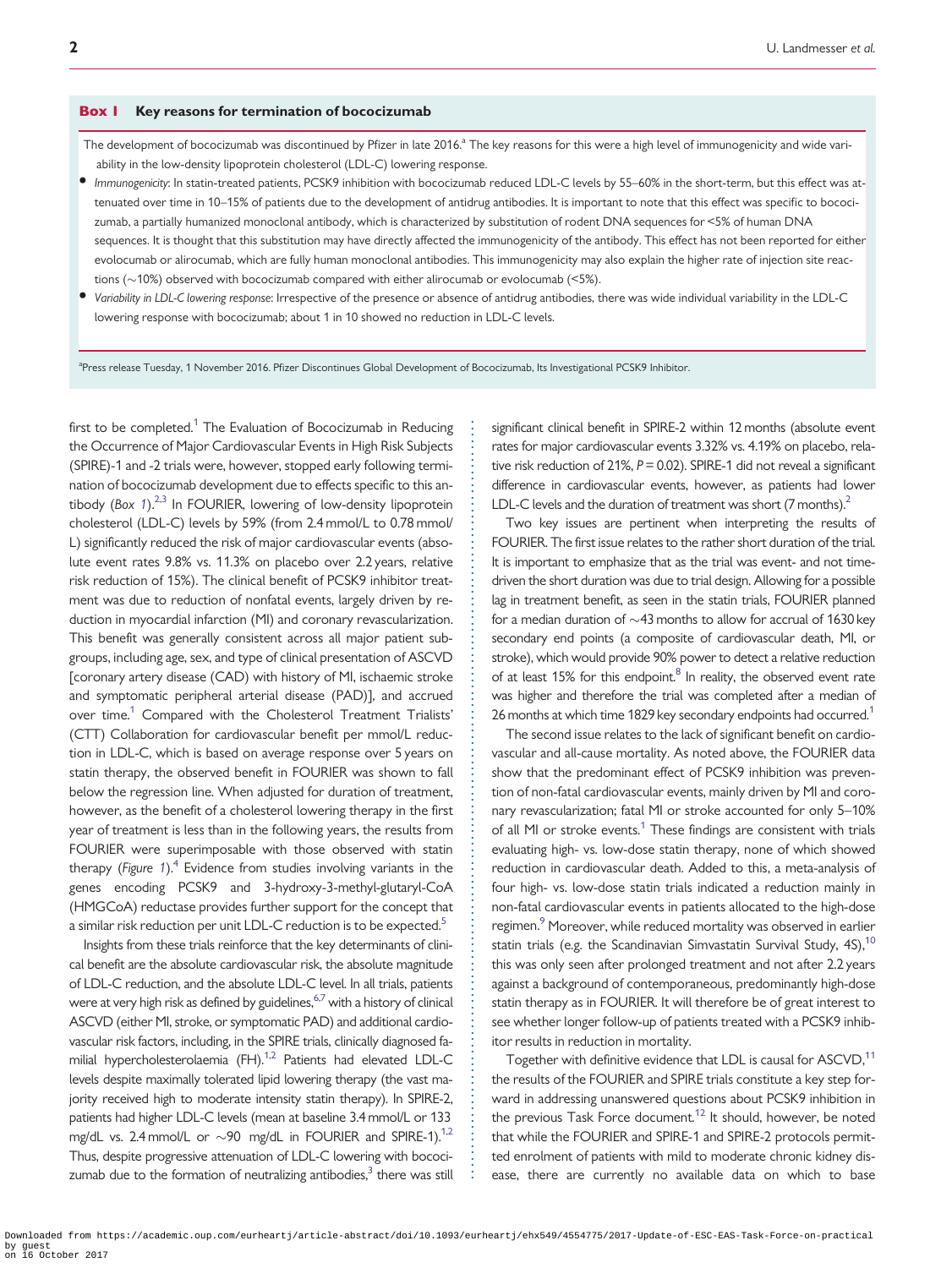**Box 1 Key reasons for termination of bococizumab**

The development of bococizumab was discontinued by Pfizer in late 2016.[a] The key reasons for this were a high level of immunogenicity and wide variability in the low-density lipoprotein cholesterol (LDL-C) lowering response.

- *Immunogenicity*: In statin-treated patients, PCSK9 inhibition with bococizumab reduced LDL-C levels by 55–60% in the short-term, but this effect was attenuated over time in 10–15% of patients due to the development of antidrug antibodies. It is important to note that this effect was specific to bococizumab, a partially humanized monoclonal antibody, which is characterized by substitution of rodent DNA sequences for <5% of human DNA sequences. It is thought that this substitution may have directly affected the immunogenicity of the antibody. This effect has not been reported for either evolocumab or alirocumab, which are fully human monoclonal antibodies. This immunogenicity may also explain the higher rate of injection site reactions (~10%) observed with bococizumab compared with either alirocumab or evolocumab (<5%).
- *Variability in LDL-C lowering response*: Irrespective of the presence or absence of antidrug antibodies, there was wide individual variability in the LDL-C lowering response with bococizumab; about 1 in 10 showed no reduction in LDL-C levels.

[a]Press release Tuesday, 1 November 2016. Pfizer Discontinues Global Development of Bococizumab, Its Investigational PCSK9 Inhibitor.

first to be completed.[1] The Evaluation of Bococizumab in Reducing the Occurrence of Major Cardiovascular Events in High Risk Subjects (SPIRE)-1 and -2 trials were, however, stopped early following termination of bococizumab development due to effects specific to this antibody (*Box 1*).[2,3] In FOURIER, lowering of low-density lipoprotein cholesterol (LDL-C) levels by 59% (from 2.4 mmol/L to 0.78 mmol/L) significantly reduced the risk of major cardiovascular events (absolute event rates 9.8% vs. 11.3% on placebo over 2.2 years, relative risk reduction of 15%). The clinical benefit of PCSK9 inhibitor treatment was due to reduction of nonfatal events, largely driven by reduction in myocardial infarction (MI) and coronary revascularization. This benefit was generally consistent across all major patient subgroups, including age, sex, and type of clinical presentation of ASCVD [coronary artery disease (CAD) with history of MI, ischaemic stroke and symptomatic peripheral arterial disease (PAD)], and accrued over time.[1] Compared with the Cholesterol Treatment Trialists' (CTT) Collaboration for cardiovascular benefit per mmol/L reduction in LDL-C, which is based on average response over 5 years on statin therapy, the observed benefit in FOURIER was shown to fall below the regression line. When adjusted for duration of treatment, however, as the benefit of a cholesterol lowering therapy in the first year of treatment is less than in the following years, the results from FOURIER were superimposable with those observed with statin therapy (*Figure 1*).[4] Evidence from studies involving variants in the genes encoding PCSK9 and 3-hydroxy-3-methyl-glutaryl-CoA (HMGCoA) reductase provides further support for the concept that a similar risk reduction per unit LDL-C reduction is to be expected.[5]

Insights from these trials reinforce that the key determinants of clinical benefit are the absolute cardiovascular risk, the absolute magnitude of LDL-C reduction, and the absolute LDL-C level. In all trials, patients were at very high risk as defined by guidelines,[6,7] with a history of clinical ASCVD (either MI, stroke, or symptomatic PAD) and additional cardiovascular risk factors, including, in the SPIRE trials, clinically diagnosed familial hypercholesterolaemia (FH).[1,2] Patients had elevated LDL-C levels despite maximally tolerated lipid lowering therapy (the vast majority received high to moderate intensity statin therapy). In SPIRE-2, patients had higher LDL-C levels (mean at baseline 3.4 mmol/L or 133 mg/dL vs. 2.4 mmol/L or ~90 mg/dL in FOURIER and SPIRE-1).[1,2] Thus, despite progressive attenuation of LDL-C lowering with bococizumab due to the formation of neutralizing antibodies,[3] there was still significant clinical benefit in SPIRE-2 within 12 months (absolute event rates for major cardiovascular events 3.32% vs. 4.19% on placebo, relative risk reduction of 21%, $P = 0.02$). SPIRE-1 did not reveal a significant difference in cardiovascular events, however, as patients had lower LDL-C levels and the duration of treatment was short (7 months).[2]

Two key issues are pertinent when interpreting the results of FOURIER. The first issue relates to the rather short duration of the trial. It is important to emphasize that as the trial was event- and not time-driven the short duration was due to trial design. Allowing for a possible lag in treatment benefit, as seen in the statin trials, FOURIER planned for a median duration of ~43 months to allow for accrual of 1630 key secondary end points (a composite of cardiovascular death, MI, or stroke), which would provide 90% power to detect a relative reduction of at least 15% for this endpoint.[8] In reality, the observed event rate was higher and therefore the trial was completed after a median of 26 months at which time 1829 key secondary endpoints had occurred.[1]

The second issue relates to the lack of significant benefit on cardiovascular and all-cause mortality. As noted above, the FOURIER data show that the predominant effect of PCSK9 inhibition was prevention of non-fatal cardiovascular events, mainly driven by MI and coronary revascularization; fatal MI or stroke accounted for only 5–10% of all MI or stroke events.[1] These findings are consistent with trials evaluating high- vs. low-dose statin therapy, none of which showed reduction in cardiovascular death. Added to this, a meta-analysis of four high- vs. low-dose statin trials indicated a reduction mainly in non-fatal cardiovascular events in patients allocated to the high-dose regimen.[9] Moreover, while reduced mortality was observed in earlier statin trials (e.g. the Scandinavian Simvastatin Survival Study, 4S),[10] this was only seen after prolonged treatment and not after 2.2 years against a background of contemporaneous, predominantly high-dose statin therapy as in FOURIER. It will therefore be of great interest to see whether longer follow-up of patients treated with a PCSK9 inhibitor results in reduction in mortality.

Together with definitive evidence that LDL is causal for ASCVD,[11] the results of the FOURIER and SPIRE trials constitute a key step forward in addressing unanswered questions about PCSK9 inhibition in the previous Task Force document.[12] It should, however, be noted that while the FOURIER and SPIRE-1 and SPIRE-2 protocols permitted enrolment of patients with mild to moderate chronic kidney disease, there are currently no available data on which to base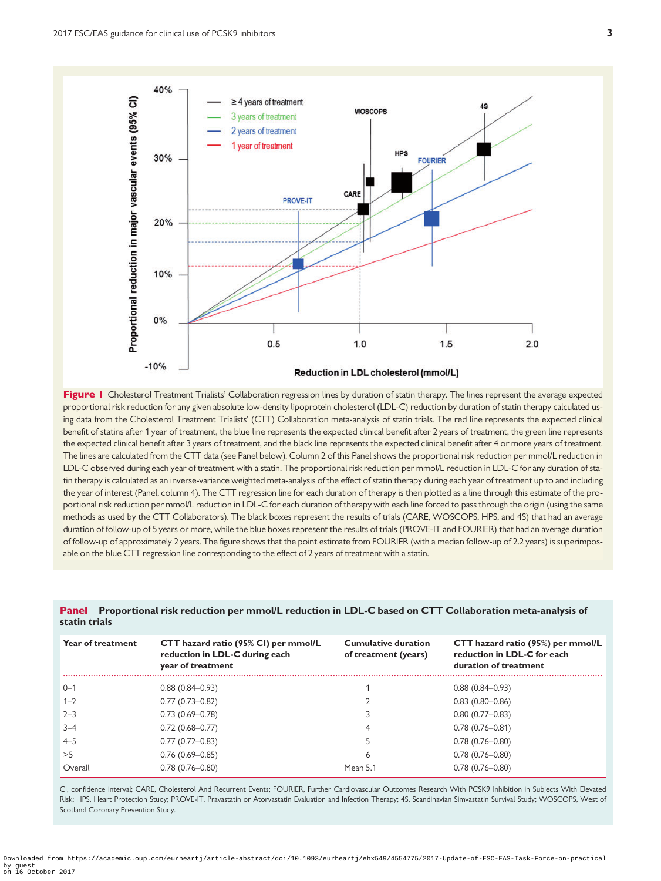**Figure 1** Cholesterol Treatment Trialists' Collaboration regression lines by duration of statin therapy. The lines represent the average expected proportional risk reduction for any given absolute low-density lipoprotein cholesterol (LDL-C) reduction by duration of statin therapy calculated using data from the Cholesterol Treatment Trialists' (CTT) Collaboration meta-analysis of statin trials. The red line represents the expected clinical benefit of statins after 1 year of treatment, the blue line represents the expected clinical benefit after 2 years of treatment, the green line represents the expected clinical benefit after 3 years of treatment, and the black line represents the expected clinical benefit after 4 or more years of treatment. The lines are calculated from the CTT data (see Panel below). Column 2 of this Panel shows the proportional risk reduction per mmol/L reduction in LDL-C observed during each year of treatment with a statin. The proportional risk reduction per mmol/L reduction in LDL-C for any duration of statin therapy is calculated as an inverse-variance weighted meta-analysis of the effect of statin therapy during each year of treatment up to and including the year of interest (Panel, column 4). The CTT regression line for each duration of therapy is then plotted as a line through this estimate of the proportional risk reduction per mmol/L reduction in LDL-C for each duration of therapy with each line forced to pass through the origin (using the same methods as used by the CTT Collaborators). The black boxes represent the results of trials (CARE, WOSCOPS, HPS, and 4S) that had an average duration of follow-up of 5 years or more, while the blue boxes represent the results of trials (PROVE-IT and FOURIER) that had an average duration of follow-up of approximately 2 years. The figure shows that the point estimate from FOURIER (with a median follow-up of 2.2 years) is superimposable on the blue CTT regression line corresponding to the effect of 2 years of treatment with a statin.

**Panel** **Proportional risk reduction per mmol/L reduction in LDL-C based on CTT Collaboration meta-analysis of statin trials**

| Year of treatment | CTT hazard ratio (95% CI) per mmol/L reduction in LDL-C during each year of treatment | Cumulative duration of treatment (years) | CTT hazard ratio (95%) per mmol/L reduction in LDL-C for each duration of treatment |
|---|---|---|---|
| 0–1 | 0.88 (0.84–0.93) | 1 | 0.88 (0.84–0.93) |
| 1–2 | 0.77 (0.73–0.82) | 2 | 0.83 (0.80–0.86) |
| 2–3 | 0.73 (0.69–0.78) | 3 | 0.80 (0.77–0.83) |
| 3–4 | 0.72 (0.68–0.77) | 4 | 0.78 (0.76–0.81) |
| 4–5 | 0.77 (0.72–0.83) | 5 | 0.78 (0.76–0.80) |
| >5 | 0.76 (0.69–0.85) | 6 | 0.78 (0.76–0.80) |
| Overall | 0.78 (0.76–0.80) | Mean 5.1 | 0.78 (0.76–0.80) |

CI, confidence interval; CARE, Cholesterol And Recurrent Events; FOURIER, Further Cardiovascular Outcomes Research With PCSK9 Inhibition in Subjects With Elevated Risk; HPS, Heart Protection Study; PROVE-IT, Pravastatin or Atorvastatin Evaluation and Infection Therapy; 4S, Scandinavian Simvastatin Survival Study; WOSCOPS, West of Scotland Coronary Prevention Study.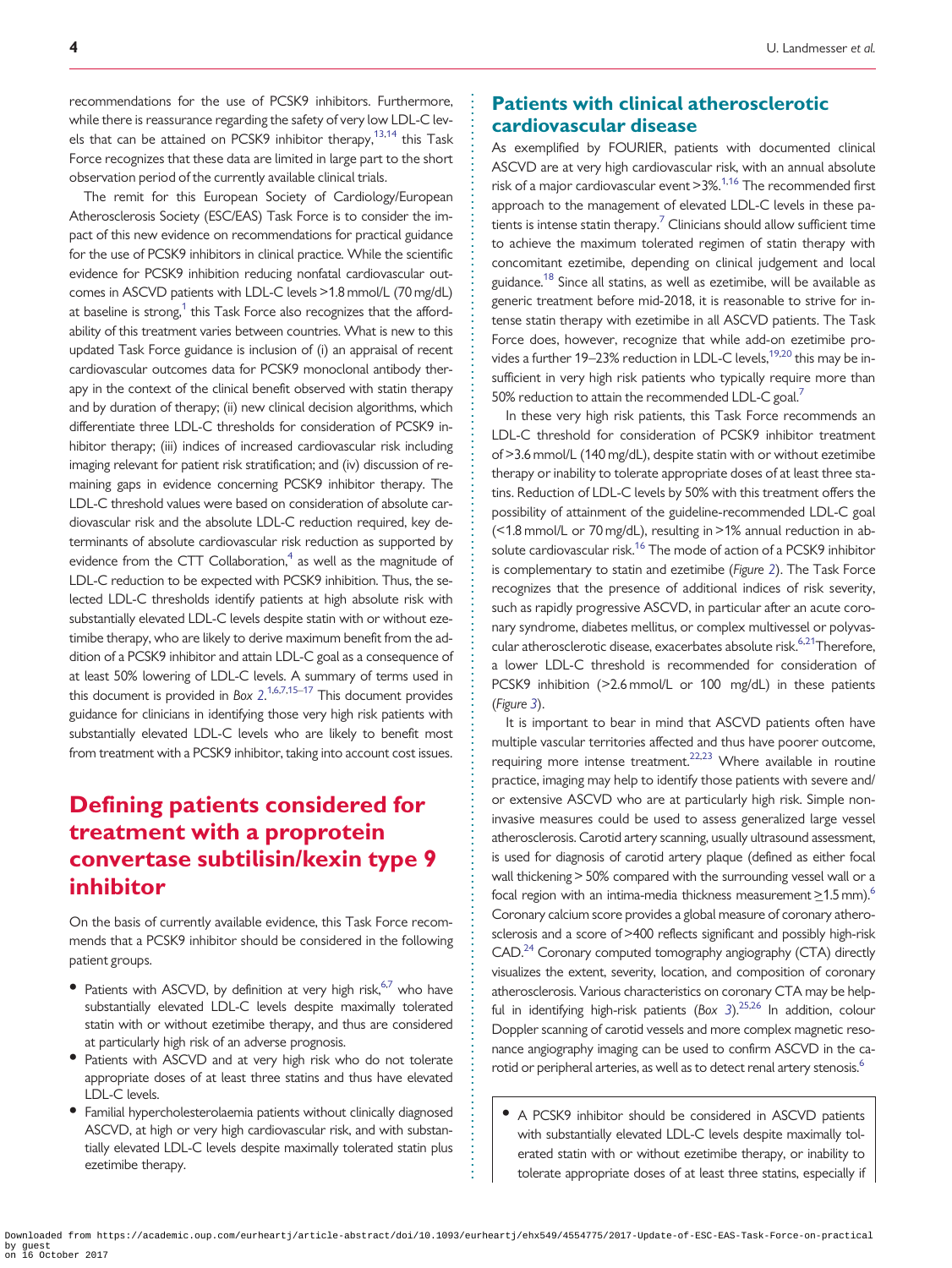recommendations for the use of PCSK9 inhibitors. Furthermore, while there is reassurance regarding the safety of very low LDL-C levels that can be attained on PCSK9 inhibitor therapy,[13,14] this Task Force recognizes that these data are limited in large part to the short observation period of the currently available clinical trials.

The remit for this European Society of Cardiology/European Atherosclerosis Society (ESC/EAS) Task Force is to consider the impact of this new evidence on recommendations for practical guidance for the use of PCSK9 inhibitors in clinical practice. While the scientific evidence for PCSK9 inhibition reducing nonfatal cardiovascular outcomes in ASCVD patients with LDL-C levels >1.8 mmol/L (70 mg/dL) at baseline is strong,[1] this Task Force also recognizes that the affordability of this treatment varies between countries. What is new to this updated Task Force guidance is inclusion of (i) an appraisal of recent cardiovascular outcomes data for PCSK9 monoclonal antibody therapy in the context of the clinical benefit observed with statin therapy and by duration of therapy; (ii) new clinical decision algorithms, which differentiate three LDL-C thresholds for consideration of PCSK9 inhibitor therapy; (iii) indices of increased cardiovascular risk including imaging relevant for patient risk stratification; and (iv) discussion of remaining gaps in evidence concerning PCSK9 inhibitor therapy. The LDL-C threshold values were based on consideration of absolute cardiovascular risk and the absolute LDL-C reduction required, key determinants of absolute cardiovascular risk reduction as supported by evidence from the CTT Collaboration,[4] as well as the magnitude of LDL-C reduction to be expected with PCSK9 inhibition. Thus, the selected LDL-C thresholds identify patients at high absolute risk with substantially elevated LDL-C levels despite statin with or without ezetimibe therapy, who are likely to derive maximum benefit from the addition of a PCSK9 inhibitor and attain LDL-C goal as a consequence of at least 50% lowering of LDL-C levels. A summary of terms used in this document is provided in *Box 2*.[1,6,7,15–17] This document provides guidance for clinicians in identifying those very high risk patients with substantially elevated LDL-C levels who are likely to benefit most from treatment with a PCSK9 inhibitor, taking into account cost issues.

# Defining patients considered for treatment with a proprotein convertase subtilisin/kexin type 9 inhibitor

On the basis of currently available evidence, this Task Force recommends that a PCSK9 inhibitor should be considered in the following patient groups.

- Patients with ASCVD, by definition at very high risk,[6,7] who have substantially elevated LDL-C levels despite maximally tolerated statin with or without ezetimibe therapy, and thus are considered at particularly high risk of an adverse prognosis.
- Patients with ASCVD and at very high risk who do not tolerate appropriate doses of at least three statins and thus have elevated LDL-C levels.
- Familial hypercholesterolaemia patients without clinically diagnosed ASCVD, at high or very high cardiovascular risk, and with substantially elevated LDL-C levels despite maximally tolerated statin plus ezetimibe therapy.

## Patients with clinical atherosclerotic cardiovascular disease

As exemplified by FOURIER, patients with documented clinical ASCVD are at very high cardiovascular risk, with an annual absolute risk of a major cardiovascular event >3%.[1,16] The recommended first approach to the management of elevated LDL-C levels in these patients is intense statin therapy.[7] Clinicians should allow sufficient time to achieve the maximum tolerated regimen of statin therapy with concomitant ezetimibe, depending on clinical judgement and local guidance.[18] Since all statins, as well as ezetimibe, will be available as generic treatment before mid-2018, it is reasonable to strive for intense statin therapy with ezetimibe in all ASCVD patients. The Task Force does, however, recognize that while add-on ezetimibe provides a further 19–23% reduction in LDL-C levels,[19,20] this may be insufficient in very high risk patients who typically require more than 50% reduction to attain the recommended LDL-C goal.[7]

In these very high risk patients, this Task Force recommends an LDL-C threshold for consideration of PCSK9 inhibitor treatment of >3.6 mmol/L (140 mg/dL), despite statin with or without ezetimibe therapy or inability to tolerate appropriate doses of at least three statins. Reduction of LDL-C levels by 50% with this treatment offers the possibility of attainment of the guideline-recommended LDL-C goal (<1.8 mmol/L or 70 mg/dL), resulting in >1% annual reduction in absolute cardiovascular risk.[16] The mode of action of a PCSK9 inhibitor is complementary to statin and ezetimibe (*Figure 2*). The Task Force recognizes that the presence of additional indices of risk severity, such as rapidly progressive ASCVD, in particular after an acute coronary syndrome, diabetes mellitus, or complex multivessel or polyvascular atherosclerotic disease, exacerbates absolute risk.[6,21] Therefore, a lower LDL-C threshold is recommended for consideration of PCSK9 inhibition (>2.6 mmol/L or 100 mg/dL) in these patients (*Figure 3*).

It is important to bear in mind that ASCVD patients often have multiple vascular territories affected and thus have poorer outcome, requiring more intense treatment.[22,23] Where available in routine practice, imaging may help to identify those patients with severe and/or extensive ASCVD who are at particularly high risk. Simple non-invasive measures could be used to assess generalized large vessel atherosclerosis. Carotid artery scanning, usually ultrasound assessment, is used for diagnosis of carotid artery plaque (defined as either focal wall thickening > 50% compared with the surrounding vessel wall or a focal region with an intima-media thickness measurement ≥1.5 mm).[6] Coronary calcium score provides a global measure of coronary atherosclerosis and a score of >400 reflects significant and possibly high-risk CAD.[24] Coronary computed tomography angiography (CTA) directly visualizes the extent, severity, location, and composition of coronary atherosclerosis. Various characteristics on coronary CTA may be helpful in identifying high-risk patients (*Box 3*).[25,26] In addition, colour Doppler scanning of carotid vessels and more complex magnetic resonance angiography imaging can be used to confirm ASCVD in the carotid or peripheral arteries, as well as to detect renal artery stenosis.[6]

- A PCSK9 inhibitor should be considered in ASCVD patients with substantially elevated LDL-C levels despite maximally tolerated statin with or without ezetimibe therapy, or inability to tolerate appropriate doses of at least three statins, especially if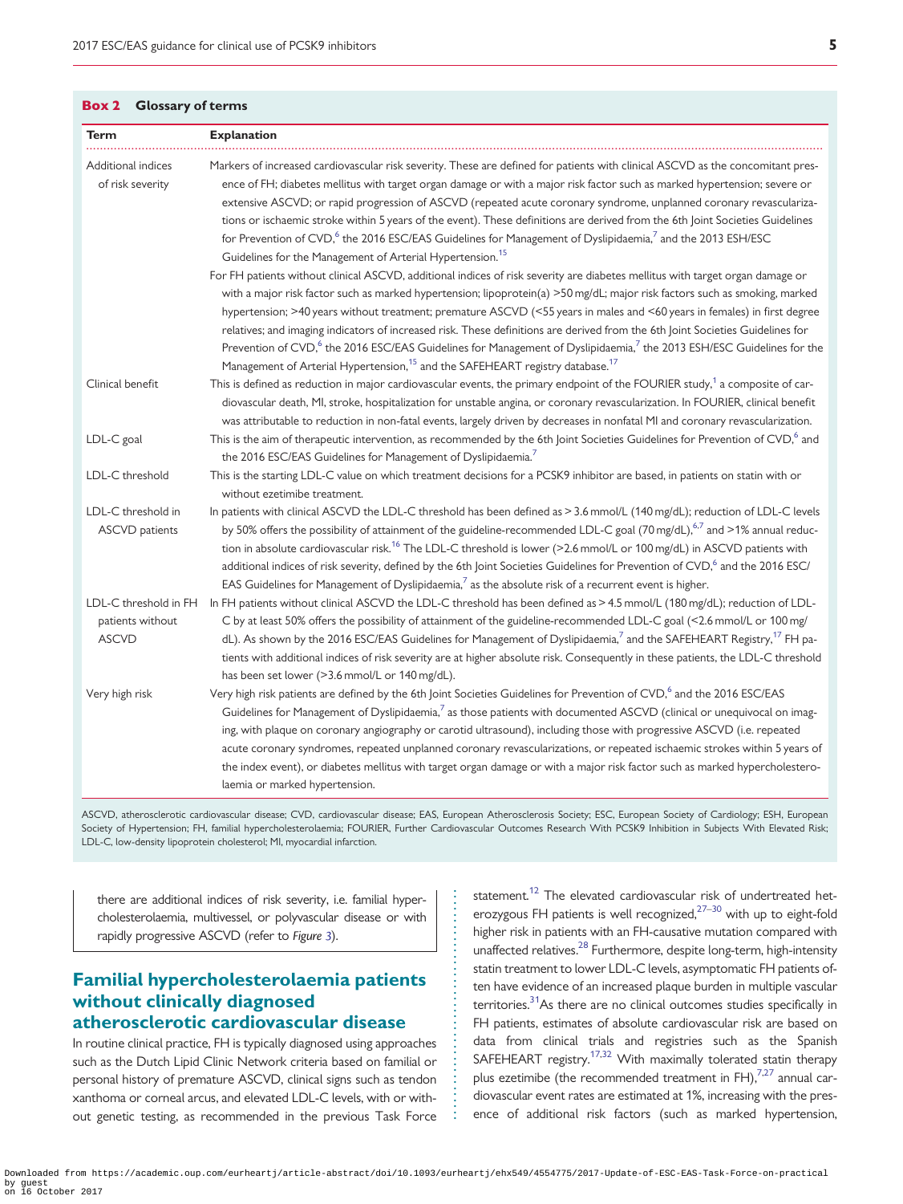**Box 2 Glossary of terms**

| Term | Explanation |
|---|---|
| Additional indices of risk severity | Markers of increased cardiovascular risk severity. These are defined for patients with clinical ASCVD as the concomitant presence of FH; diabetes mellitus with target organ damage or with a major risk factor such as marked hypertension; severe or extensive ASCVD; or rapid progression of ASCVD (repeated acute coronary syndrome, unplanned coronary revascularizations or ischaemic stroke within 5 years of the event). These definitions are derived from the 6th Joint Societies Guidelines for Prevention of CVD,[6] the 2016 ESC/EAS Guidelines for Management of Dyslipidaemia,[7] and the 2013 ESH/ESC Guidelines for the Management of Arterial Hypertension.[15] For FH patients without clinical ASCVD, additional indices of risk severity are diabetes mellitus with target organ damage or with a major risk factor such as marked hypertension; lipoprotein(a) >50 mg/dL; major risk factors such as smoking, marked hypertension; >40 years without treatment; premature ASCVD (<55 years in males and <60 years in females) in first degree relatives; and imaging indicators of increased risk. These definitions are derived from the 6th Joint Societies Guidelines for Prevention of CVD,[6] the 2016 ESC/EAS Guidelines for Management of Dyslipidaemia,[7] the 2013 ESH/ESC Guidelines for the Management of Arterial Hypertension,[15] and the SAFEHEART registry database.[17] |
| Clinical benefit | This is defined as reduction in major cardiovascular events, the primary endpoint of the FOURIER study,[1] a composite of cardiovascular death, MI, stroke, hospitalization for unstable angina, or coronary revascularization. In FOURIER, clinical benefit was attributable to reduction in non-fatal events, largely driven by decreases in nonfatal MI and coronary revascularization. |
| LDL-C goal | This is the aim of therapeutic intervention, as recommended by the 6th Joint Societies Guidelines for Prevention of CVD,[6] and the 2016 ESC/EAS Guidelines for Management of Dyslipidaemia.[7] |
| LDL-C threshold | This is the starting LDL-C value on which treatment decisions for a PCSK9 inhibitor are based, in patients on statin with or without ezetimibe treatment. |
| LDL-C threshold in ASCVD patients | In patients with clinical ASCVD the LDL-C threshold has been defined as > 3.6 mmol/L (140 mg/dL); reduction of LDL-C levels by 50% offers the possibility of attainment of the guideline-recommended LDL-C goal (70 mg/dL),[6,7] and >1% annual reduction in absolute cardiovascular risk.[16] The LDL-C threshold is lower (>2.6 mmol/L or 100 mg/dL) in ASCVD patients with additional indices of risk severity, defined by the 6th Joint Societies Guidelines for Prevention of CVD,[6] and the 2016 ESC/EAS Guidelines for Management of Dyslipidaemia,[7] as the absolute risk of a recurrent event is higher. |
| LDL-C threshold in FH patients without ASCVD | In FH patients without clinical ASCVD the LDL-C threshold has been defined as > 4.5 mmol/L (180 mg/dL); reduction of LDL-C by at least 50% offers the possibility of attainment of the guideline-recommended LDL-C goal (<2.6 mmol/L or 100 mg/dL). As shown by the 2016 ESC/EAS Guidelines for Management of Dyslipidaemia,[7] and the SAFEHEART Registry,[17] FH patients with additional indices of risk severity are at higher absolute risk. Consequently in these patients, the LDL-C threshold has been set lower (>3.6 mmol/L or 140 mg/dL). |
| Very high risk | Very high risk patients are defined by the 6th Joint Societies Guidelines for Prevention of CVD,[6] and the 2016 ESC/EAS Guidelines for Management of Dyslipidaemia,[7] as those patients with documented ASCVD (clinical or unequivocal on imaging, with plaque on coronary angiography or carotid ultrasound), including those with progressive ASCVD (i.e. repeated acute coronary syndromes, repeated unplanned coronary revascularizations, or repeated ischaemic strokes within 5 years of the index event), or diabetes mellitus with target organ damage or with a major risk factor such as marked hypercholesterolaemia or marked hypertension. |

ASCVD, atherosclerotic cardiovascular disease; CVD, cardiovascular disease; EAS, European Atherosclerosis Society; ESC, European Society of Cardiology; ESH, European Society of Hypertension; FH, familial hypercholesterolaemia; FOURIER, Further Cardiovascular Outcomes Research With PCSK9 Inhibition in Subjects With Elevated Risk; LDL-C, low-density lipoprotein cholesterol; MI, myocardial infarction.

there are additional indices of risk severity, i.e. familial hypercholesterolaemia, multivessel, or polyvascular disease or with rapidly progressive ASCVD (refer to *Figure 3*).

## Familial hypercholesterolaemia patients without clinically diagnosed atherosclerotic cardiovascular disease

In routine clinical practice, FH is typically diagnosed using approaches such as the Dutch Lipid Clinic Network criteria based on familial or personal history of premature ASCVD, clinical signs such as tendon xanthoma or corneal arcus, and elevated LDL-C levels, with or without genetic testing, as recommended in the previous Task Force statement.[12] The elevated cardiovascular risk of undertreated heterozygous FH patients is well recognized,[27–30] with up to eight-fold higher risk in patients with an FH-causative mutation compared with unaffected relatives.[28] Furthermore, despite long-term, high-intensity statin treatment to lower LDL-C levels, asymptomatic FH patients often have evidence of an increased plaque burden in multiple vascular territories.[31] As there are no clinical outcomes studies specifically in FH patients, estimates of absolute cardiovascular risk are based on data from clinical trials and registries such as the Spanish SAFEHEART registry.[17,32] With maximally tolerated statin therapy plus ezetimibe (the recommended treatment in FH),[7,27] annual cardiovascular event rates are estimated at 1%, increasing with the presence of additional risk factors (such as marked hypertension,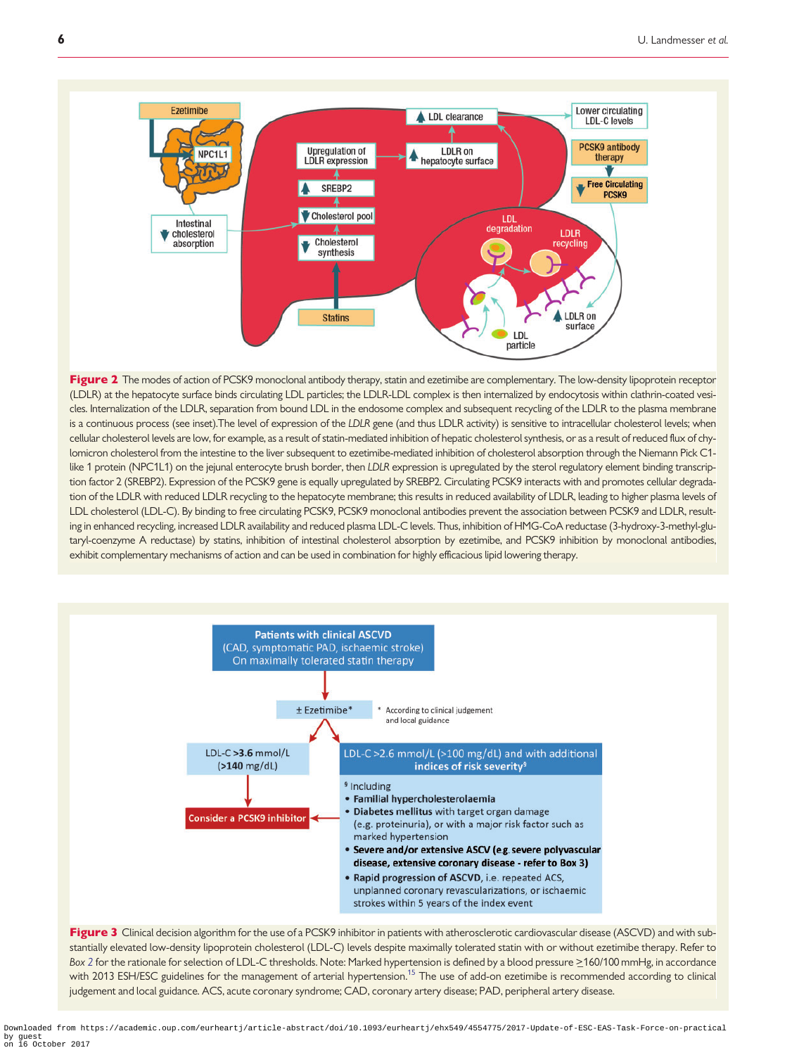Ezetimibe

NPC1L1

Intestinal cholesterol absorption

Upregulation of LDLR expression

SREBP2

Cholesterol pool

Cholesterol synthesis

Statins

LDL clearance

LDLR on hepatocyte surface

Lower circulating LDL-C levels

PCSK9 antibody therapy

Free Circulating PCSK9

LDL degradation

LDLR recycling

LDLR on surface

LDL particle

**Figure 2** The modes of action of PCSK9 monoclonal antibody therapy, statin and ezetimibe are complementary. The low-density lipoprotein receptor (LDLR) at the hepatocyte surface binds circulating LDL particles; the LDLR-LDL complex is then internalized by endocytosis within clathrin-coated vesicles. Internalization of the LDLR, separation from bound LDL in the endosome complex and subsequent recycling of the LDLR to the plasma membrane is a continuous process (see inset).The level of expression of the *LDLR* gene (and thus LDLR activity) is sensitive to intracellular cholesterol levels; when cellular cholesterol levels are low, for example, as a result of statin-mediated inhibition of hepatic cholesterol synthesis, or as a result of reduced flux of chylomicron cholesterol from the intestine to the liver subsequent to ezetimibe-mediated inhibition of cholesterol absorption through the Niemann Pick C1-like 1 protein (NPC1L1) on the jejunal enterocyte brush border, then *LDLR* expression is upregulated by the sterol regulatory element binding transcription factor 2 (SREBP2). Expression of the PCSK9 gene is equally upregulated by SREBP2. Circulating PCSK9 interacts with and promotes cellular degradation of the LDLR with reduced LDLR recycling to the hepatocyte membrane; this results in reduced availability of LDLR, leading to higher plasma levels of LDL cholesterol (LDL-C). By binding to free circulating PCSK9, PCSK9 monoclonal antibodies prevent the association between PCSK9 and LDLR, resulting in enhanced recycling, increased LDLR availability and reduced plasma LDL-C levels. Thus, inhibition of HMG-CoA reductase (3-hydroxy-3-methyl-glutaryl-coenzyme A reductase) by statins, inhibition of intestinal cholesterol absorption by ezetimibe, and PCSK9 inhibition by monoclonal antibodies, exhibit complementary mechanisms of action and can be used in combination for highly efficacious lipid lowering therapy.

**Patients with clinical ASCVD**
(CAD, symptomatic PAD, ischaemic stroke)
On maximally tolerated statin therapy

± Ezetimibe*

\* According to clinical judgement and local guidance

LDL-C **>3.6** mmol/L (**>140** mg/dL)

LDL-C >2.6 mmol/L (>100 mg/dL) and with additional **indices of risk severity**[§]

**Consider a PCSK9 inhibitor**

[§] Including

- **Familial hypercholesterolaemia**
- **Diabetes mellitus** with target organ damage (e.g. proteinuria), or with a major risk factor such as marked hypertension
- **Severe and/or extensive ASCV (e.g. severe polyvascular disease, extensive coronary disease - refer to Box 3)**
- **Rapid progression of ASCVD**, i.e. repeated ACS, unplanned coronary revascularizations, or ischaemic strokes within 5 years of the index event

**Figure 3** Clinical decision algorithm for the use of a PCSK9 inhibitor in patients with atherosclerotic cardiovascular disease (ASCVD) and with substantially elevated low-density lipoprotein cholesterol (LDL-C) levels despite maximally tolerated statin with or without ezetimibe therapy. Refer to *Box 2* for the rationale for selection of LDL-C thresholds. Note: Marked hypertension is defined by a blood pressure ≥160/100 mmHg, in accordance with 2013 ESH/ESC guidelines for the management of arterial hypertension.[15] The use of add-on ezetimibe is recommended according to clinical judgement and local guidance. ACS, acute coronary syndrome; CAD, coronary artery disease; PAD, peripheral artery disease.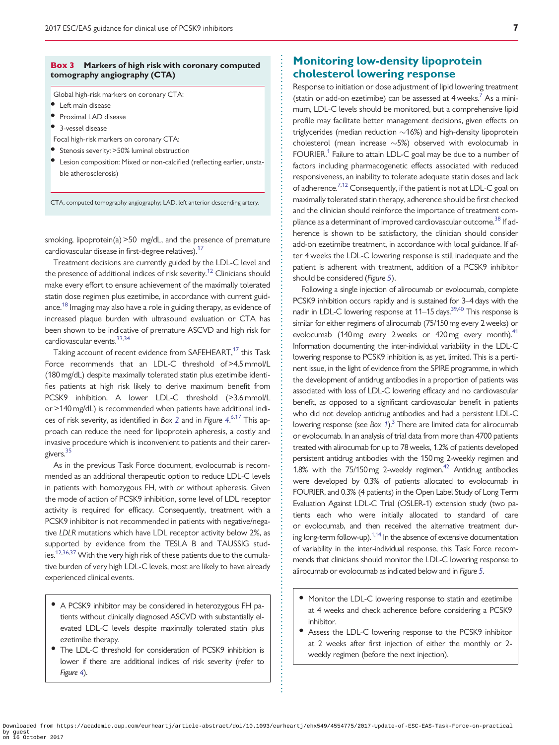**Box 3 Markers of high risk with coronary computed tomography angiography (CTA)**

Global high-risk markers on coronary CTA:

- Left main disease
- Proximal LAD disease
- 3-vessel disease

Focal high-risk markers on coronary CTA:

- Stenosis severity: >50% luminal obstruction
- Lesion composition: Mixed or non-calcified (reflecting earlier, unstable atherosclerosis)

CTA, computed tomography angiography; LAD, left anterior descending artery.

smoking, lipoprotein(a) >50 mg/dL, and the presence of premature cardiovascular disease in first-degree relatives).[17]

Treatment decisions are currently guided by the LDL-C level and the presence of additional indices of risk severity.[12] Clinicians should make every effort to ensure achievement of the maximally tolerated statin dose regimen plus ezetimibe, in accordance with current guidance.[18] Imaging may also have a role in guiding therapy, as evidence of increased plaque burden with ultrasound evaluation or CTA has been shown to be indicative of premature ASCVD and high risk for cardiovascular events.[33,34]

Taking account of recent evidence from SAFEHEART,[17] this Task Force recommends that an LDL-C threshold of >4.5 mmol/L (180 mg/dL) despite maximally tolerated statin plus ezetimibe identifies patients at high risk likely to derive maximum benefit from PCSK9 inhibition. A lower LDL-C threshold (>3.6 mmol/L or >140 mg/dL) is recommended when patients have additional indices of risk severity, as identified in *Box 2* and in *Figure 4*.[6,17] This approach can reduce the need for lipoprotein apheresis, a costly and invasive procedure which is inconvenient to patients and their caregivers.[35]

As in the previous Task Force document, evolocumab is recommended as an additional therapeutic option to reduce LDL-C levels in patients with homozygous FH, with or without apheresis. Given the mode of action of PCSK9 inhibition, some level of LDL receptor activity is required for efficacy. Consequently, treatment with a PCSK9 inhibitor is not recommended in patients with negative/negative *LDLR* mutations which have LDL receptor activity below 2%, as supported by evidence from the TESLA B and TAUSSIG studies.[12,36,37] With the very high risk of these patients due to the cumulative burden of very high LDL-C levels, most are likely to have already experienced clinical events.

- A PCSK9 inhibitor may be considered in heterozygous FH patients without clinically diagnosed ASCVD with substantially elevated LDL-C levels despite maximally tolerated statin plus ezetimibe therapy.
- The LDL-C threshold for consideration of PCSK9 inhibition is lower if there are additional indices of risk severity (refer to *Figure 4*).

## Monitoring low-density lipoprotein cholesterol lowering response

Response to initiation or dose adjustment of lipid lowering treatment (statin or add-on ezetimibe) can be assessed at 4 weeks.[7] As a minimum, LDL-C levels should be monitored, but a comprehensive lipid profile may facilitate better management decisions, given effects on triglycerides (median reduction ~16%) and high-density lipoprotein cholesterol (mean increase ~5%) observed with evolocumab in FOURIER.[1] Failure to attain LDL-C goal may be due to a number of factors including pharmacogenetic effects associated with reduced responsiveness, an inability to tolerate adequate statin doses and lack of adherence.[7,12] Consequently, if the patient is not at LDL-C goal on maximally tolerated statin therapy, adherence should be first checked and the clinician should reinforce the importance of treatment compliance as a determinant of improved cardiovascular outcome.[38] If adherence is shown to be satisfactory, the clinician should consider add-on ezetimibe treatment, in accordance with local guidance. If after 4 weeks the LDL-C lowering response is still inadequate and the patient is adherent with treatment, addition of a PCSK9 inhibitor should be considered (*Figure 5*).

Following a single injection of alirocumab or evolocumab, complete PCSK9 inhibition occurs rapidly and is sustained for 3–4 days with the nadir in LDL-C lowering response at 11–15 days.[39,40] This response is similar for either regimens of alirocumab (75/150 mg every 2 weeks) or evolocumab (140 mg every 2 weeks or 420 mg every month).[41] Information documenting the inter-individual variability in the LDL-C lowering response to PCSK9 inhibition is, as yet, limited. This is a pertinent issue, in the light of evidence from the SPIRE programme, in which the development of antidrug antibodies in a proportion of patients was associated with loss of LDL-C lowering efficacy and no cardiovascular benefit, as opposed to a significant cardiovascular benefit in patients who did not develop antidrug antibodies and had a persistent LDL-C lowering response (see *Box 1*).[3] There are limited data for alirocumab or evolocumab. In an analysis of trial data from more than 4700 patients treated with alirocumab for up to 78 weeks, 1.2% of patients developed persistent antidrug antibodies with the 150 mg 2-weekly regimen and 1.8% with the 75/150 mg 2-weekly regimen.[42] Antidrug antibodies were developed by 0.3% of patients allocated to evolocumab in FOURIER, and 0.3% (4 patients) in the Open Label Study of Long Term Evaluation Against LDL-C Trial (OSLER-1) extension study (two patients each who were initially allocated to standard of care or evolocumab, and then received the alternative treatment during long-term follow-up).[1,14] In the absence of extensive documentation of variability in the inter-individual response, this Task Force recommends that clinicians should monitor the LDL-C lowering response to alirocumab or evolocumab as indicated below and in *Figure 5*.

- Monitor the LDL-C lowering response to statin and ezetimibe at 4 weeks and check adherence before considering a PCSK9 inhibitor.
- Assess the LDL-C lowering response to the PCSK9 inhibitor at 2 weeks after first injection of either the monthly or 2-weekly regimen (before the next injection).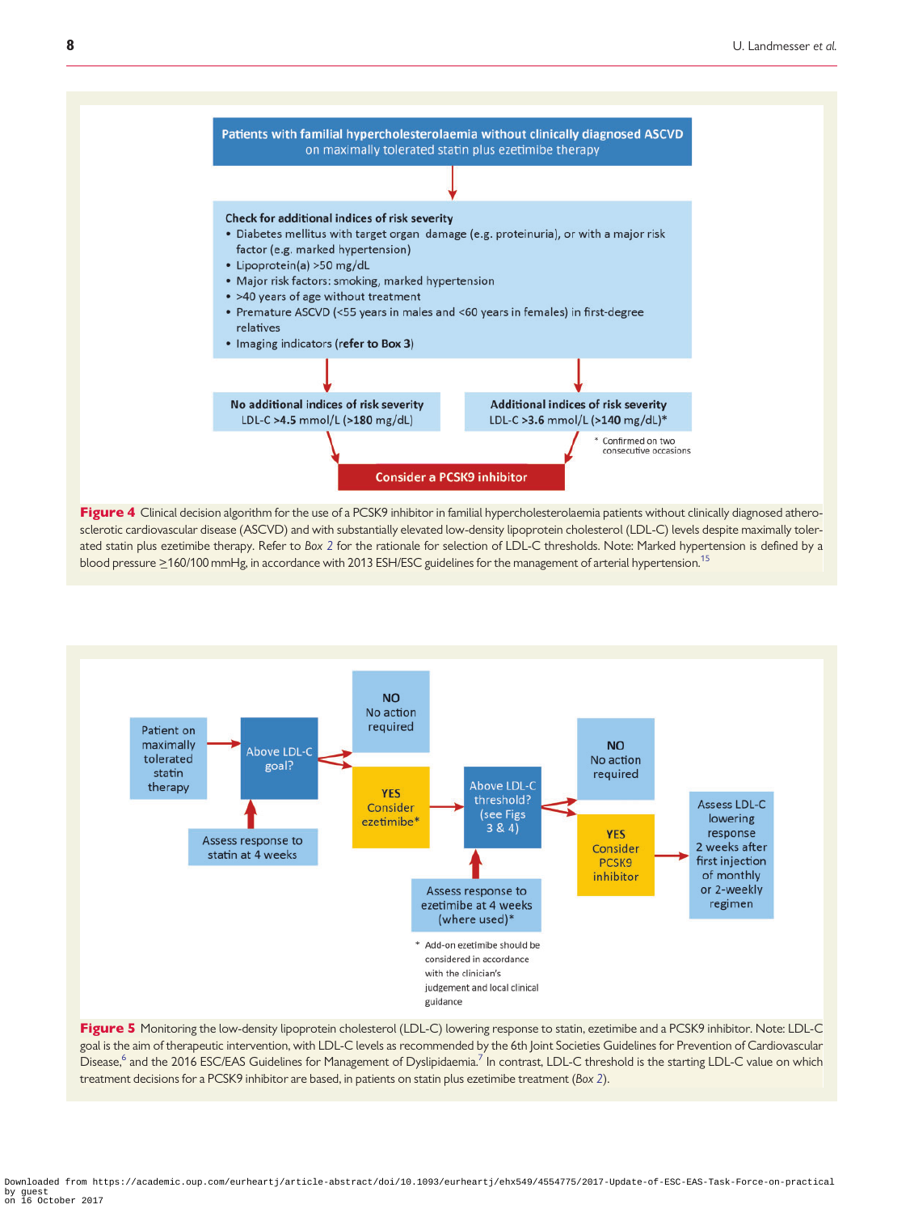**Patients with familial hypercholesterolaemia without clinically diagnosed ASCVD**
on maximally tolerated statin plus ezetimibe therapy

**Check for additional indices of risk severity**

- Diabetes mellitus with target organ damage (e.g. proteinuria), or with a major risk factor (e.g. marked hypertension)
- Lipoprotein(a) >50 mg/dL
- Major risk factors: smoking, marked hypertension
- >40 years of age without treatment
- Premature ASCVD (<55 years in males and <60 years in females) in first-degree relatives
- Imaging indicators (**refer to Box 3**)

**No additional indices of risk severity**
LDL-C >**4.5** mmol/L (>**180** mg/dL)

**Additional indices of risk severity**
LDL-C >**3.6** mmol/L (>**140** mg/dL)*

\* Confirmed on two consecutive occasions

**Consider a PCSK9 inhibitor**

**Figure 4** Clinical decision algorithm for the use of a PCSK9 inhibitor in familial hypercholesterolaemia patients without clinically diagnosed atherosclerotic cardiovascular disease (ASCVD) and with substantially elevated low-density lipoprotein cholesterol (LDL-C) levels despite maximally tolerated statin plus ezetimibe therapy. Refer to *Box 2* for the rationale for selection of LDL-C thresholds. Note: Marked hypertension is defined by a blood pressure ≥160/100 mmHg, in accordance with 2013 ESH/ESC guidelines for the management of arterial hypertension.[15]

Patient on maximally tolerated statin therapy → Above LDL-C goal?

- NO: No action required
- YES: Consider ezetimibe*

Assess response to statin at 4 weeks

Consider ezetimibe* → Above LDL-C threshold? (see Figs 3 & 4)

- NO: No action required
- YES: Consider PCSK9 inhibitor → Assess LDL-C lowering response 2 weeks after first injection of monthly or 2-weekly regimen

Assess response to ezetimibe at 4 weeks (where used)*

\* Add-on ezetimibe should be considered in accordance with the clinician's judgement and local clinical guidance

**Figure 5** Monitoring the low-density lipoprotein cholesterol (LDL-C) lowering response to statin, ezetimibe and a PCSK9 inhibitor. Note: LDL-C goal is the aim of therapeutic intervention, with LDL-C levels as recommended by the 6th Joint Societies Guidelines for Prevention of Cardiovascular Disease,[6] and the 2016 ESC/EAS Guidelines for Management of Dyslipidaemia.[7] In contrast, LDL-C threshold is the starting LDL-C value on which treatment decisions for a PCSK9 inhibitor are based, in patients on statin plus ezetimibe treatment (*Box 2*).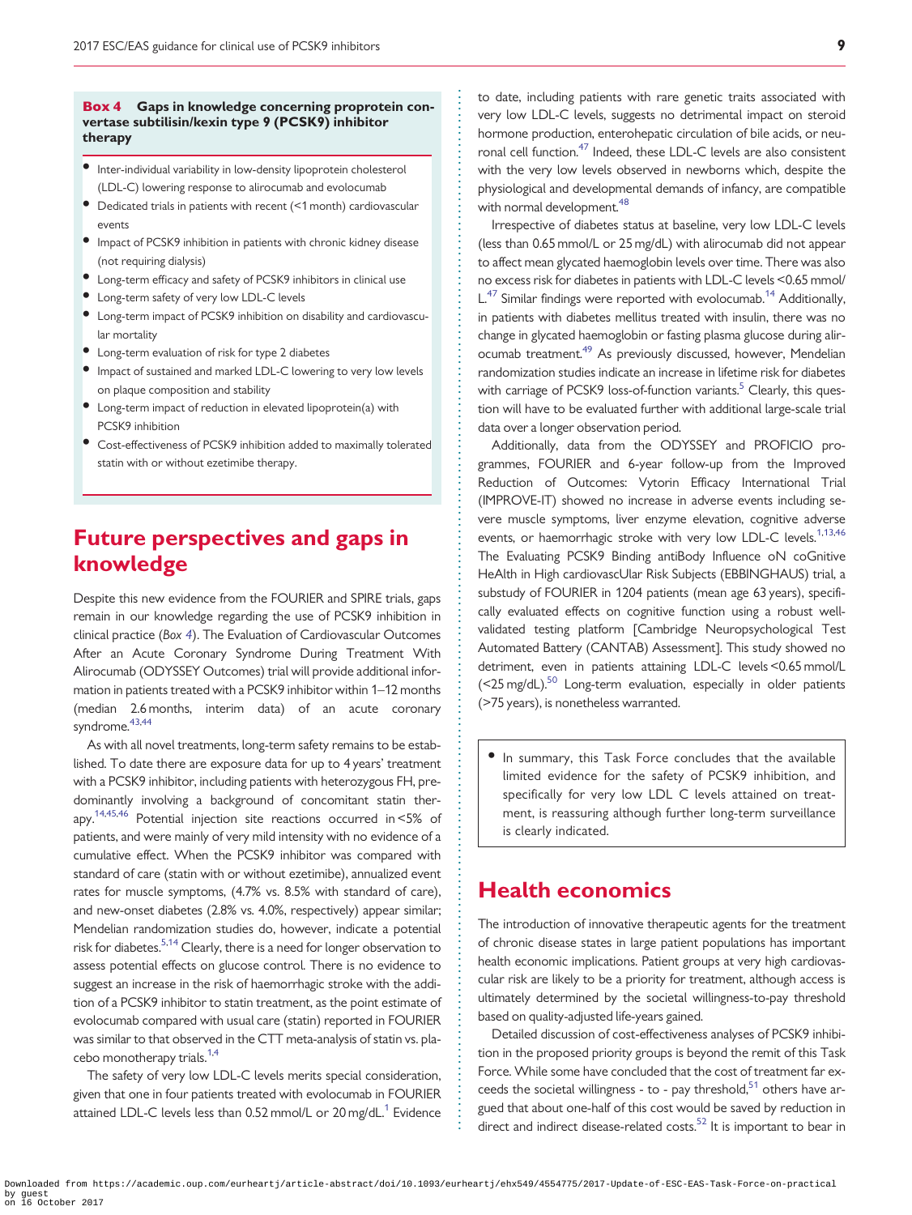**Box 4 Gaps in knowledge concerning proprotein convertase subtilisin/kexin type 9 (PCSK9) inhibitor therapy**

- Inter-individual variability in low-density lipoprotein cholesterol (LDL-C) lowering response to alirocumab and evolocumab
- Dedicated trials in patients with recent (<1 month) cardiovascular events
- Impact of PCSK9 inhibition in patients with chronic kidney disease (not requiring dialysis)
- Long-term efficacy and safety of PCSK9 inhibitors in clinical use
- Long-term safety of very low LDL-C levels
- Long-term impact of PCSK9 inhibition on disability and cardiovascular mortality
- Long-term evaluation of risk for type 2 diabetes
- Impact of sustained and marked LDL-C lowering to very low levels on plaque composition and stability
- Long-term impact of reduction in elevated lipoprotein(a) with PCSK9 inhibition
- Cost-effectiveness of PCSK9 inhibition added to maximally tolerated statin with or without ezetimibe therapy.

# Future perspectives and gaps in knowledge

Despite this new evidence from the FOURIER and SPIRE trials, gaps remain in our knowledge regarding the use of PCSK9 inhibition in clinical practice (*Box 4*). The Evaluation of Cardiovascular Outcomes After an Acute Coronary Syndrome During Treatment With Alirocumab (ODYSSEY Outcomes) trial will provide additional information in patients treated with a PCSK9 inhibitor within 1–12 months (median 2.6 months, interim data) of an acute coronary syndrome.[43,44]

As with all novel treatments, long-term safety remains to be established. To date there are exposure data for up to 4 years' treatment with a PCSK9 inhibitor, including patients with heterozygous FH, predominantly involving a background of concomitant statin therapy.[14,45,46] Potential injection site reactions occurred in <5% of patients, and were mainly of very mild intensity with no evidence of a cumulative effect. When the PCSK9 inhibitor was compared with standard of care (statin with or without ezetimibe), annualized event rates for muscle symptoms, (4.7% vs. 8.5% with standard of care), and new-onset diabetes (2.8% vs. 4.0%, respectively) appear similar; Mendelian randomization studies do, however, indicate a potential risk for diabetes.[5,14] Clearly, there is a need for longer observation to assess potential effects on glucose control. There is no evidence to suggest an increase in the risk of haemorrhagic stroke with the addition of a PCSK9 inhibitor to statin treatment, as the point estimate of evolocumab compared with usual care (statin) reported in FOURIER was similar to that observed in the CTT meta-analysis of statin vs. placebo monotherapy trials.[1,4]

The safety of very low LDL-C levels merits special consideration, given that one in four patients treated with evolocumab in FOURIER attained LDL-C levels less than 0.52 mmol/L or 20 mg/dL.[1] Evidence to date, including patients with rare genetic traits associated with very low LDL-C levels, suggests no detrimental impact on steroid hormone production, enterohepatic circulation of bile acids, or neuronal cell function.[47] Indeed, these LDL-C levels are also consistent with the very low levels observed in newborns which, despite the physiological and developmental demands of infancy, are compatible with normal development.[48]

Irrespective of diabetes status at baseline, very low LDL-C levels (less than 0.65 mmol/L or 25 mg/dL) with alirocumab did not appear to affect mean glycated haemoglobin levels over time. There was also no excess risk for diabetes in patients with LDL-C levels <0.65 mmol/L.[47] Similar findings were reported with evolocumab.[14] Additionally, in patients with diabetes mellitus treated with insulin, there was no change in glycated haemoglobin or fasting plasma glucose during alirocumab treatment.[49] As previously discussed, however, Mendelian randomization studies indicate an increase in lifetime risk for diabetes with carriage of PCSK9 loss-of-function variants.[5] Clearly, this question will have to be evaluated further with additional large-scale trial data over a longer observation period.

Additionally, data from the ODYSSEY and PROFICIO programmes, FOURIER and 6-year follow-up from the Improved Reduction of Outcomes: Vytorin Efficacy International Trial (IMPROVE-IT) showed no increase in adverse events including severe muscle symptoms, liver enzyme elevation, cognitive adverse events, or haemorrhagic stroke with very low LDL-C levels.[1,13,46] The Evaluating PCSK9 Binding antiBody Influence oN coGnitive HeAlth in High cardiovascUlar Risk Subjects (EBBINGHAUS) trial, a substudy of FOURIER in 1204 patients (mean age 63 years), specifically evaluated effects on cognitive function using a robust well-validated testing platform [Cambridge Neuropsychological Test Automated Battery (CANTAB) Assessment]. This study showed no detriment, even in patients attaining LDL-C levels <0.65 mmol/L (<25 mg/dL).[50] Long-term evaluation, especially in older patients (>75 years), is nonetheless warranted.

- In summary, this Task Force concludes that the available limited evidence for the safety of PCSK9 inhibition, and specifically for very low LDL C levels attained on treatment, is reassuring although further long-term surveillance is clearly indicated.

# Health economics

The introduction of innovative therapeutic agents for the treatment of chronic disease states in large patient populations has important health economic implications. Patient groups at very high cardiovascular risk are likely to be a priority for treatment, although access is ultimately determined by the societal willingness-to-pay threshold based on quality-adjusted life-years gained.

Detailed discussion of cost-effectiveness analyses of PCSK9 inhibition in the proposed priority groups is beyond the remit of this Task Force. While some have concluded that the cost of treatment far exceeds the societal willingness - to - pay threshold,[51] others have argued that about one-half of this cost would be saved by reduction in direct and indirect disease-related costs.[52] It is important to bear in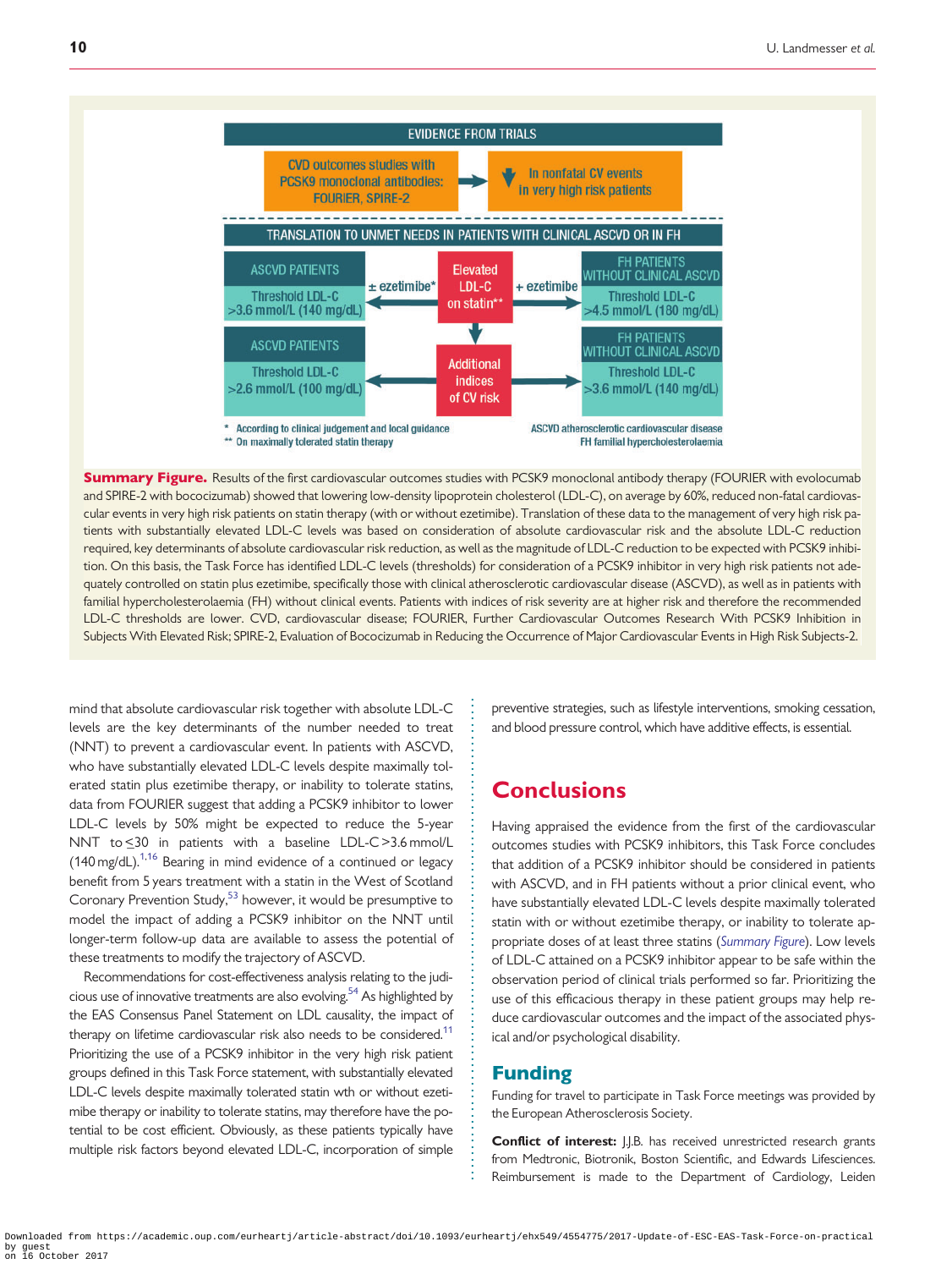EVIDENCE FROM TRIALS

CVD outcomes studies with PCSK9 monoclonal antibodies: FOURIER, SPIRE-2 → ↓ In nonfatal CV events in very high risk patients

TRANSLATION TO UNMET NEEDS IN PATIENTS WITH CLINICAL ASCVD OR IN FH

| ASCVD PATIENTS | | Elevated LDL-C on statin** | | FH PATIENTS WITHOUT CLINICAL ASCVD |
|---|---|---|---|---|
| Threshold LDL-C >3.6 mmol/L (140 mg/dL) | ± ezetimibe* | | + ezetimibe | Threshold LDL-C >4.5 mmol/L (180 mg/dL) |
| ASCVD PATIENTS | | Additional indices of CV risk | | FH PATIENTS WITHOUT CLINICAL ASCVD |
| Threshold LDL-C >2.6 mmol/L (100 mg/dL) | | | | Threshold LDL-C >3.6 mmol/L (140 mg/dL) |

\* According to clinical judgement and local guidance
\** On maximally tolerated statin therapy

ASCVD atherosclerotic cardiovascular disease
FH familial hypercholesterolaemia

**Summary Figure.** Results of the first cardiovascular outcomes studies with PCSK9 monoclonal antibody therapy (FOURIER with evolocumab and SPIRE-2 with bococizumab) showed that lowering low-density lipoprotein cholesterol (LDL-C), on average by 60%, reduced non-fatal cardiovascular events in very high risk patients on statin therapy (with or without ezetimibe). Translation of these data to the management of very high risk patients with substantially elevated LDL-C levels was based on consideration of absolute cardiovascular risk and the absolute LDL-C reduction required, key determinants of absolute cardiovascular risk reduction, as well as the magnitude of LDL-C reduction to be expected with PCSK9 inhibition. On this basis, the Task Force has identified LDL-C levels (thresholds) for consideration of a PCSK9 inhibitor in very high risk patients not adequately controlled on statin plus ezetimibe, specifically those with clinical atherosclerotic cardiovascular disease (ASCVD), as well as in patients with familial hypercholesterolaemia (FH) without clinical events. Patients with indices of risk severity are at higher risk and therefore the recommended LDL-C thresholds are lower. CVD, cardiovascular disease; FOURIER, Further Cardiovascular Outcomes Research With PCSK9 Inhibition in Subjects With Elevated Risk; SPIRE-2, Evaluation of Bococizumab in Reducing the Occurrence of Major Cardiovascular Events in High Risk Subjects-2.

mind that absolute cardiovascular risk together with absolute LDL-C levels are the key determinants of the number needed to treat (NNT) to prevent a cardiovascular event. In patients with ASCVD, who have substantially elevated LDL-C levels despite maximally tolerated statin plus ezetimibe therapy, or inability to tolerate statins, data from FOURIER suggest that adding a PCSK9 inhibitor to lower LDL-C levels by 50% might be expected to reduce the 5-year NNT to ≤30 in patients with a baseline LDL-C >3.6 mmol/L (140 mg/dL).[1,16] Bearing in mind evidence of a continued or legacy benefit from 5 years treatment with a statin in the West of Scotland Coronary Prevention Study,[53] however, it would be presumptive to model the impact of adding a PCSK9 inhibitor on the NNT until longer-term follow-up data are available to assess the potential of these treatments to modify the trajectory of ASCVD.

Recommendations for cost-effectiveness analysis relating to the judicious use of innovative treatments are also evolving.[54] As highlighted by the EAS Consensus Panel Statement on LDL causality, the impact of therapy on lifetime cardiovascular risk also needs to be considered.[11] Prioritizing the use of a PCSK9 inhibitor in the very high risk patient groups defined in this Task Force statement, with substantially elevated LDL-C levels despite maximally tolerated statin wth or without ezetimibe therapy or inability to tolerate statins, may therefore have the potential to be cost efficient. Obviously, as these patients typically have multiple risk factors beyond elevated LDL-C, incorporation of simple preventive strategies, such as lifestyle interventions, smoking cessation, and blood pressure control, which have additive effects, is essential.

# Conclusions

Having appraised the evidence from the first of the cardiovascular outcomes studies with PCSK9 inhibitors, this Task Force concludes that addition of a PCSK9 inhibitor should be considered in patients with ASCVD, and in FH patients without a prior clinical event, who have substantially elevated LDL-C levels despite maximally tolerated statin with or without ezetimibe therapy, or inability to tolerate appropriate doses of at least three statins (*Summary Figure*). Low levels of LDL-C attained on a PCSK9 inhibitor appear to be safe within the observation period of clinical trials performed so far. Prioritizing the use of this efficacious therapy in these patient groups may help reduce cardiovascular outcomes and the impact of the associated physical and/or psychological disability.

## Funding

Funding for travel to participate in Task Force meetings was provided by the European Atherosclerosis Society.

**Conflict of interest:** J.J.B. has received unrestricted research grants from Medtronic, Biotronik, Boston Scientific, and Edwards Lifesciences. Reimbursement is made to the Department of Cardiology, Leiden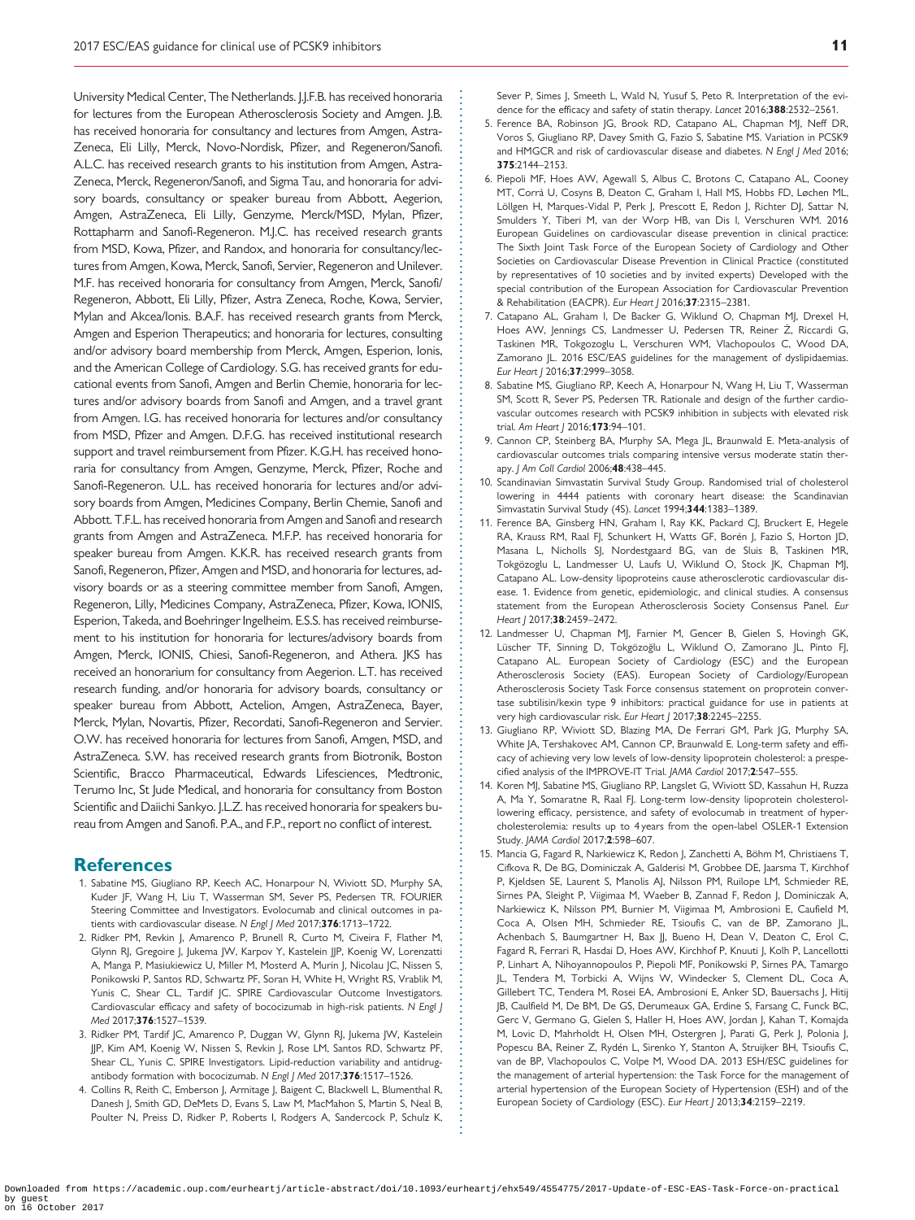University Medical Center, The Netherlands. J.J.F.B. has received honoraria for lectures from the European Atherosclerosis Society and Amgen. J.B. has received honoraria for consultancy and lectures from Amgen, AstraZeneca, Eli Lilly, Merck, Novo-Nordisk, Pfizer, and Regeneron/Sanofi. A.L.C. has received research grants to his institution from Amgen, AstraZeneca, Merck, Regeneron/Sanofi, and Sigma Tau, and honoraria for advisory boards, consultancy or speaker bureau from Abbott, Aegerion, Amgen, AstraZeneca, Eli Lilly, Genzyme, Merck/MSD, Mylan, Pfizer, Rottapharm and Sanofi-Regeneron. M.J.C. has received research grants from MSD, Kowa, Pfizer, and Randox, and honoraria for consultancy/lectures from Amgen, Kowa, Merck, Sanofi, Servier, Regeneron and Unilever. M.F. has received honoraria for consultancy from Amgen, Merck, Sanofi/Regeneron, Abbott, Eli Lilly, Pfizer, Astra Zeneca, Roche, Kowa, Servier, Mylan and Akcea/Ionis. B.A.F. has received research grants from Merck, Amgen and Esperion Therapeutics; and honoraria for lectures, consulting and/or advisory board membership from Merck, Amgen, Esperion, Ionis, and the American College of Cardiology. S.G. has received grants for educational events from Sanofi, Amgen and Berlin Chemie, honoraria for lectures and/or advisory boards from Sanofi and Amgen, and a travel grant from Amgen. I.G. has received honoraria for lectures and/or consultancy from MSD, Pfizer and Amgen. D.F.G. has received institutional research support and travel reimbursement from Pfizer. K.G.H. has received honoraria for consultancy from Amgen, Genzyme, Merck, Pfizer, Roche and Sanofi-Regeneron. U.L. has received honoraria for lectures and/or advisory boards from Amgen, Medicines Company, Berlin Chemie, Sanofi and Abbott. T.F.L. has received honoraria from Amgen and Sanofi and research grants from Amgen and AstraZeneca. M.F.P. has received honoraria for speaker bureau from Amgen. K.K.R. has received research grants from Sanofi, Regeneron, Pfizer, Amgen and MSD, and honoraria for lectures, advisory boards or as a steering committee member from Sanofi, Amgen, Regeneron, Lilly, Medicines Company, AstraZeneca, Pfizer, Kowa, IONIS, Esperion, Takeda, and Boehringer Ingelheim. E.S.S. has received reimbursement to his institution for honoraria for lectures/advisory boards from Amgen, Merck, IONIS, Chiesi, Sanofi-Regeneron, and Athera. JKS has received an honorarium for consultancy from Aegerion. L.T. has received research funding, and/or honoraria for advisory boards, consultancy or speaker bureau from Abbott, Actelion, Amgen, AstraZeneca, Bayer, Merck, Mylan, Novartis, Pfizer, Recordati, Sanofi-Regeneron and Servier. O.W. has received honoraria for lectures from Sanofi, Amgen, MSD, and AstraZeneca. S.W. has received research grants from Biotronik, Boston Scientific, Bracco Pharmaceutical, Edwards Lifesciences, Medtronic, Terumo Inc, St Jude Medical, and honoraria for consultancy from Boston Scientific and Daiichi Sankyo. J.L.Z. has received honoraria for speakers bureau from Amgen and Sanofi. P.A., and F.P., report no conflict of interest.

## References

1. Sabatine MS, Giugliano RP, Keech AC, Honarpour N, Wiviott SD, Murphy SA, Kuder JF, Wang H, Liu T, Wasserman SM, Sever PS, Pedersen TR. FOURIER Steering Committee and Investigators. Evolocumab and clinical outcomes in patients with cardiovascular disease. *N Engl J Med* 2017;**376**:1713–1722.
2. Ridker PM, Revkin J, Amarenco P, Brunell R, Curto M, Civeira F, Flather M, Glynn RJ, Gregoire J, Jukema JW, Karpov Y, Kastelein JJP, Koenig W, Lorenzatti A, Manga P, Masiukiewicz U, Miller M, Mosterd A, Murin J, Nicolau JC, Nissen S, Ponikowski P, Santos RD, Schwartz PF, Soran H, White H, Wright RS, Vrablik M, Yunis C, Shear CL, Tardif JC. SPIRE Cardiovascular Outcome Investigators. Cardiovascular efficacy and safety of bococizumab in high-risk patients. *N Engl J Med* 2017;**376**:1527–1539.
3. Ridker PM, Tardif JC, Amarenco P, Duggan W, Glynn RJ, Jukema JW, Kastelein JJP, Kim AM, Koenig W, Nissen S, Revkin J, Rose LM, Santos RD, Schwartz PF, Shear CL, Yunis C. SPIRE Investigators. Lipid-reduction variability and antidrug-antibody formation with bococizumab. *N Engl J Med* 2017;**376**:1517–1526.
4. Collins R, Reith C, Emberson J, Armitage J, Baigent C, Blackwell L, Blumenthal R, Danesh J, Smith GD, DeMets D, Evans S, Law M, MacMahon S, Martin S, Neal B, Poulter N, Preiss D, Ridker P, Roberts I, Rodgers A, Sandercock P, Schulz K, Sever P, Simes J, Smeeth L, Wald N, Yusuf S, Peto R. Interpretation of the evidence for the efficacy and safety of statin therapy. *Lancet* 2016;**388**:2532–2561.
5. Ference BA, Robinson JG, Brook RD, Catapano AL, Chapman MJ, Neff DR, Voros S, Giugliano RP, Davey Smith G, Fazio S, Sabatine MS. Variation in PCSK9 and HMGCR and risk of cardiovascular disease and diabetes. *N Engl J Med* 2016;**375**:2144–2153.
6. Piepoli MF, Hoes AW, Agewall S, Albus C, Brotons C, Catapano AL, Cooney MT, Corrà U, Cosyns B, Deaton C, Graham I, Hall MS, Hobbs FD, Løchen ML, Löllgen H, Marques-Vidal P, Perk J, Prescott E, Redon J, Richter DJ, Sattar N, Smulders Y, Tiberi M, van der Worp HB, van Dis I, Verschuren WM. 2016 European Guidelines on cardiovascular disease prevention in clinical practice: The Sixth Joint Task Force of the European Society of Cardiology and Other Societies on Cardiovascular Disease Prevention in Clinical Practice (constituted by representatives of 10 societies and by invited experts) Developed with the special contribution of the European Association for Cardiovascular Prevention & Rehabilitation (EACPR). *Eur Heart J* 2016;**37**:2315–2381.
7. Catapano AL, Graham I, De Backer G, Wiklund O, Chapman MJ, Drexel H, Hoes AW, Jennings CS, Landmesser U, Pedersen TR, Reiner Ž, Riccardi G, Taskinen MR, Tokgozoglu L, Verschuren WM, Vlachopoulos C, Wood DA, Zamorano JL. 2016 ESC/EAS guidelines for the management of dyslipidaemias. *Eur Heart J* 2016;**37**:2999–3058.
8. Sabatine MS, Giugliano RP, Keech A, Honarpour N, Wang H, Liu T, Wasserman SM, Scott R, Sever PS, Pedersen TR. Rationale and design of the further cardiovascular outcomes research with PCSK9 inhibition in subjects with elevated risk trial. *Am Heart J* 2016;**173**:94–101.
9. Cannon CP, Steinberg BA, Murphy SA, Mega JL, Braunwald E. Meta-analysis of cardiovascular outcomes trials comparing intensive versus moderate statin therapy. *J Am Coll Cardiol* 2006;**48**:438–445.
10. Scandinavian Simvastatin Survival Study Group. Randomised trial of cholesterol lowering in 4444 patients with coronary heart disease: the Scandinavian Simvastatin Survival Study (4S). *Lancet* 1994;**344**:1383–1389.
11. Ference BA, Ginsberg HN, Graham I, Ray KK, Packard CJ, Bruckert E, Hegele RA, Krauss RM, Raal FJ, Schunkert H, Watts GF, Borén J, Fazio S, Horton JD, Masana L, Nicholls SJ, Nordestgaard BG, van de Sluis B, Taskinen MR, Tokgözoglu L, Landmesser U, Laufs U, Wiklund O, Stock JK, Chapman MJ, Catapano AL. Low-density lipoproteins cause atherosclerotic cardiovascular disease. 1. Evidence from genetic, epidemiologic, and clinical studies. A consensus statement from the European Atherosclerosis Society Consensus Panel. *Eur Heart J* 2017;**38**:2459–2472.
12. Landmesser U, Chapman MJ, Farnier M, Gencer B, Gielen S, Hovingh GK, Lüscher TF, Sinning D, Tokgözoğlu L, Wiklund O, Zamorano JL, Pinto FJ, Catapano AL. European Society of Cardiology (ESC) and the European Atherosclerosis Society (EAS). European Society of Cardiology/European Atherosclerosis Society Task Force consensus statement on proprotein convertase subtilisin/kexin type 9 inhibitors: practical guidance for use in patients at very high cardiovascular risk. *Eur Heart J* 2017;**38**:2245–2255.
13. Giugliano RP, Wiviott SD, Blazing MA, De Ferrari GM, Park JG, Murphy SA, White JA, Tershakovec AM, Cannon CP, Braunwald E. Long-term safety and efficacy of achieving very low levels of low-density lipoprotein cholesterol: a prespecified analysis of the IMPROVE-IT Trial. *JAMA Cardiol* 2017;**2**:547–555.
14. Koren MJ, Sabatine MS, Giugliano RP, Langslet G, Wiviott SD, Kassahun H, Ruzza A, Ma Y, Somaratne R, Raal FJ. Long-term low-density lipoprotein cholesterol-lowering efficacy, persistence, and safety of evolocumab in treatment of hypercholesterolemia: results up to 4 years from the open-label OSLER-1 Extension Study. *JAMA Cardiol* 2017;**2**:598–607.
15. Mancia G, Fagard R, Narkiewicz K, Redon J, Zanchetti A, Böhm M, Christiaens T, Cifkova R, De BG, Dominiczak A, Galderisi M, Grobbee DE, Jaarsma T, Kirchhof P, Kjeldsen SE, Laurent S, Manolis AJ, Nilsson PM, Ruilope LM, Schmieder RE, Sirnes PA, Sleight P, Viigimaa M, Waeber B, Zannad F, Redon J, Dominiczak A, Narkiewicz K, Nilsson PM, Burnier M, Viigimaa M, Ambrosioni E, Caufield M, Coca A, Olsen MH, Schmieder RE, Tsioufis C, van de BP, Zamorano JL, Achenbach S, Baumgartner H, Bax JJ, Bueno H, Dean V, Deaton C, Erol C, Fagard R, Ferrari R, Hasdai D, Hoes AW, Kirchhof P, Knuuti J, Kolh P, Lancellotti P, Linhart A, Nihoyannopoulos P, Piepoli MF, Ponikowski P, Sirnes PA, Tamargo JL, Tendera M, Torbicki A, Wijns W, Windecker S, Clement DL, Coca A, Gillebert TC, Tendera M, Rosei EA, Ambrosioni E, Anker SD, Bauersachs J, Hitij JB, Caulfield M, De BM, De GS, Derumeaux GA, Erdine S, Farsang C, Funck BC, Gerc V, Germano G, Gielen S, Haller H, Hoes AW, Jordan J, Kahan T, Komajda M, Lovic D, Mahrholdt H, Olsen MH, Ostergren J, Parati G, Perk J, Polonia J, Popescu BA, Reiner Z, Rydén L, Sirenko Y, Stanton A, Struijker BH, Tsioufis C, van de BP, Vlachopoulos C, Volpe M, Wood DA. 2013 ESH/ESC guidelines for the management of arterial hypertension: the Task Force for the management of arterial hypertension of the European Society of Hypertension (ESH) and of the European Society of Cardiology (ESC). *Eur Heart J* 2013;**34**:2159–2219.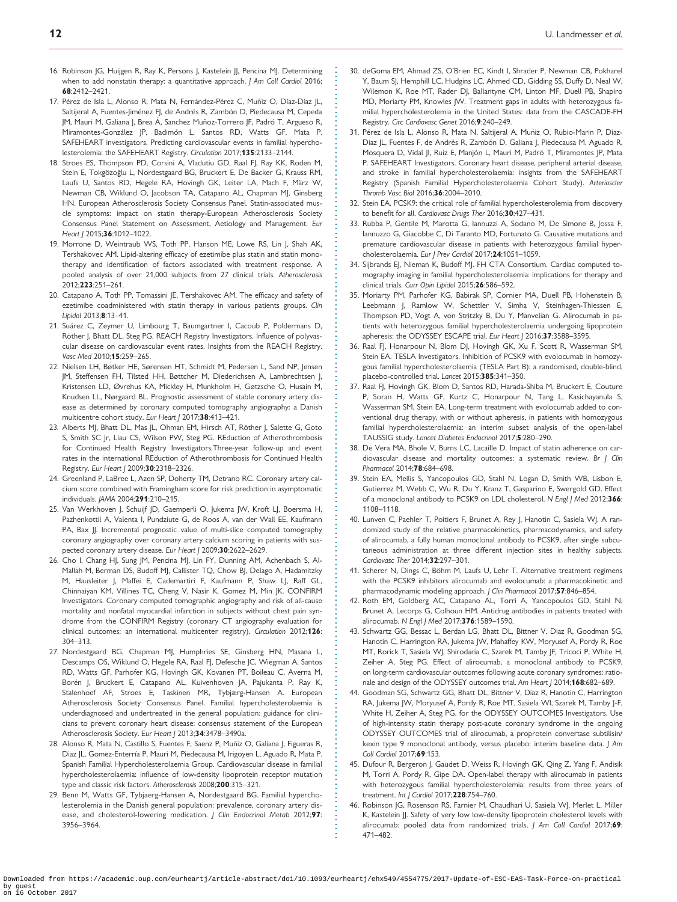16. Robinson JG, Huijgen R, Ray K, Persons J, Kastelein JJ, Pencina MJ. Determining when to add nonstatin therapy: a quantitative approach. *J Am Coll Cardiol* 2016; **68**:2412–2421.
17. Pérez de Isla L, Alonso R, Mata N, Fernández-Pérez C, Muñiz O, Díaz-Díaz JL, Saltijeral A, Fuentes-Jiménez FJ, de Andrés R, Zambón D, Piedecausa M, Cepeda JM, Mauri M, Galiana J, Brea Á, Sanchez Muñoz-Torrero JF, Padró T, Argueso R, Miramontes-González JP, Badimón L, Santos RD, Watts GF, Mata P. SAFEHEART investigators. Predicting cardiovascular events in familial hypercholesterolemia: the SAFEHEART Registry. *Circulation* 2017;**135**:2133–2144.
18. Stroes ES, Thompson PD, Corsini A, Vladutiu GD, Raal FJ, Ray KK, Roden M, Stein E, Tokgözoğlu L, Nordestgaard BG, Bruckert E, De Backer G, Krauss RM, Laufs U, Santos RD, Hegele RA, Hovingh GK, Leiter LA, Mach F, März W, Newman CB, Wiklund O, Jacobson TA, Catapano AL, Chapman MJ, Ginsberg HN. European Atherosclerosis Society Consensus Panel. Statin-associated muscle symptoms: impact on statin therapy-European Atherosclerosis Society Consensus Panel Statement on Assessment, Aetiology and Management. *Eur Heart J* 2015;**36**:1012–1022.
19. Morrone D, Weintraub WS, Toth PP, Hanson ME, Lowe RS, Lin J, Shah AK, Tershakovec AM. Lipid-altering efficacy of ezetimibe plus statin and statin monotherapy and identification of factors associated with treatment response. A pooled analysis of over 21,000 subjects from 27 clinical trials. *Atherosclerosis* 2012;**223**:251–261.
20. Catapano A, Toth PP, Tomassini JE, Tershakovec AM. The efficacy and safety of ezetimibe coadministered with statin therapy in various patients groups. *Clin Lipidol* 2013;**8**:13–41.
21. Suárez C, Zeymer U, Limbourg T, Baumgartner I, Cacoub P, Poldermans D, Röther J, Bhatt DL, Steg PG. REACH Registry Investigators. Influence of polyvascular disease on cardiovascular event rates. Insights from the REACH Registry. *Vasc Med* 2010;**15**:259–265.
22. Nielsen LH, Bøtker HE, Sørensen HT, Schmidt M, Pedersen L, Sand NP, Jensen JM, Steffensen FH, Tilsted HH, Bøttcher M, Diederichsen A, Lambrechtsen J, Kristensen LD, Øvrehus KA, Mickley H, Munkholm H, Gøtzsche O, Husain M, Knudsen LL, Nørgaard BL. Prognostic assessment of stable coronary artery disease as determined by coronary computed tomography angiography: a Danish multicentre cohort study. *Eur Heart J* 2017;**38**:413–421.
23. Alberts MJ, Bhatt DL, Mas JL, Ohman EM, Hirsch AT, Röther J, Salette G, Goto S, Smith SC Jr, Liau CS, Wilson PW, Steg PG. REduction of Atherothrombosis for Continued Health Registry Investigators.Three-year follow-up and event rates in the international REduction of Atherothrombosis for Continued Health Registry. *Eur Heart J* 2009;**30**:2318–2326.
24. Greenland P, LaBree L, Azen SP, Doherty TM, Detrano RC. Coronary artery calcium score combined with Framingham score for risk prediction in asymptomatic individuals. *JAMA* 2004;**291**:210–215.
25. Van Werkhoven J, Schuijf JD, Gaemperli O, Jukema JW, Kroft LJ, Boersma H, Pazhenkottil A, Valenta I, Pundziute G, de Roos A, van der Wall EE, Kaufmann PA, Bax JJ. Incremental prognostic value of multi-slice computed tomography coronary angiography over coronary artery calcium scoring in patients with suspected coronary artery disease. *Eur Heart J* 2009;**30**:2622–2629.
26. Cho I, Chang HJ, Sung JM, Pencina MJ, Lin FY, Dunning AM, Achenbach S, Al-Mallah M, Berman DS, Budoff MJ, Callister TQ, Chow BJ, Delago A, Hadamitzky M, Hausleiter J, Maffei E, Cademartiri F, Kaufmann P, Shaw LJ, Raff GL, Chinnaiyan KM, Villines TC, Cheng V, Nasir K, Gomez M, Min JK. CONFIRM Investigators. Coronary computed tomographic angiography and risk of all-cause mortality and nonfatal myocardial infarction in subjects without chest pain syndrome from the CONFIRM Registry (coronary CT angiography evaluation for clinical outcomes: an international multicenter registry). *Circulation* 2012;**126**: 304–313.
27. Nordestgaard BG, Chapman MJ, Humphries SE, Ginsberg HN, Masana L, Descamps OS, Wiklund O, Hegele RA, Raal FJ, Defesche JC, Wiegman A, Santos RD, Watts GF, Parhofer KG, Hovingh GK, Kovanen PT, Boileau C, Averna M, Borén J, Bruckert E, Catapano AL, Kuivenhoven JA, Pajukanta P, Ray K, Stalenhoef AF, Stroes E, Taskinen MR, Tybjærg-Hansen A. European Atherosclerosis Society Consensus Panel. Familial hypercholesterolaemia is underdiagnosed and undertreated in the general population: guidance for clinicians to prevent coronary heart disease: consensus statement of the European Atherosclerosis Society. *Eur Heart J* 2013;**34**:3478–3490a.
28. Alonso R, Mata N, Castillo S, Fuentes F, Saenz P, Muñiz O, Galiana J, Figueras R, Diaz JL, Gomez-Enterría P, Mauri M, Piedecausa M, Irigoyen L, Aguado R, Mata P. Spanish Familial Hypercholesterolaemia Group. Cardiovascular disease in familial hypercholesterolaemia: influence of low-density lipoprotein receptor mutation type and classic risk factors. *Atherosclerosis* 2008;**200**:315–321.
29. Benn M, Watts GF, Tybjaerg-Hansen A, Nordestgaard BG. Familial hypercholesterolemia in the Danish general population: prevalence, coronary artery disease, and cholesterol-lowering medication. *J Clin Endocrinol Metab* 2012;**97**: 3956–3964.
30. deGoma EM, Ahmad ZS, O'Brien EC, Kindt I, Shrader P, Newman CB, Pokharel Y, Baum SJ, Hemphill LC, Hudgins LC, Ahmed CD, Gidding SS, Duffy D, Neal W, Wilemon K, Roe MT, Rader DJ, Ballantyne CM, Linton MF, Duell PB, Shapiro MD, Moriarty PM, Knowles JW. Treatment gaps in adults with heterozygous familial hypercholesterolemia in the United States: data from the CASCADE-FH Registry. *Circ Cardiovasc Genet* 2016;**9**:240–249.
31. Pérez de Isla L, Alonso R, Mata N, Saltijeral A, Muñiz O, Rubio-Marin P, Diaz-Diaz JL, Fuentes F, de Andrés R, Zambón D, Galiana J, Piedecausa M, Aguado R, Mosquera D, Vidal JI, Ruiz E, Manjón L, Mauri M, Padró T, Miramontes JP, Mata P. SAFEHEART Investigators. Coronary heart disease, peripheral arterial disease, and stroke in familial hypercholesterolaemia: insights from the SAFEHEART Registry (Spanish Familial Hypercholesterolaemia Cohort Study). *Arterioscler Thromb Vasc Biol* 2016;**36**:2004–2010.
32. Stein EA. PCSK9: the critical role of familial hypercholesterolemia from discovery to benefit for all. *Cardiovasc Drugs Ther* 2016;**30**:427–431.
33. Rubba P, Gentile M, Marotta G, Iannuzzi A, Sodano M, De Simone B, Jossa F, Iannuzzo G, Giacobbe C, Di Taranto MD, Fortunato G. Causative mutations and premature cardiovascular disease in patients with heterozygous familial hypercholesterolaemia. *Eur J Prev Cardiol* 2017;**24**:1051–1059.
34. Sijbrands EJ, Nieman K, Budoff MJ. FH CTA Consortium. Cardiac computed tomography imaging in familial hypercholesterolaemia: implications for therapy and clinical trials. *Curr Opin Lipidol* 2015;**26**:586–592.
35. Moriarty PM, Parhofer KG, Babirak SP, Cornier MA, Duell PB, Hohenstein B, Leebmann J, Ramlow W, Schettler V, Simha V, Steinhagen-Thiessen E, Thompson PD, Vogt A, von Stritzky B, Du Y, Manvelian G. Alirocumab in patients with heterozygous familial hypercholesterolaemia undergoing lipoprotein apheresis: the ODYSSEY ESCAPE trial. *Eur Heart J* 2016;**37**:3588–3595.
36. Raal FJ, Honarpour N, Blom DJ, Hovingh GK, Xu F, Scott R, Wasserman SM, Stein EA. TESLA Investigators. Inhibition of PCSK9 with evolocumab in homozygous familial hypercholesterolaemia (TESLA Part B): a randomised, double-blind, placebo-controlled trial. *Lancet* 2015;**385**:341–350.
37. Raal FJ, Hovingh GK, Blom D, Santos RD, Harada-Shiba M, Bruckert E, Couture P, Soran H, Watts GF, Kurtz C, Honarpour N, Tang L, Kasichayanula S, Wasserman SM, Stein EA. Long-term treatment with evolocumab added to conventional drug therapy, with or without apheresis, in patients with homozygous familial hypercholesterolaemia: an interim subset analysis of the open-label TAUSSIG study. *Lancet Diabetes Endocrinol* 2017;**5**:280–290.
38. De Vera MA, Bhole V, Burns LC, Lacaille D. Impact of statin adherence on cardiovascular disease and mortality outcomes: a systematic review. *Br J Clin Pharmacol* 2014;**78**:684–698.
39. Stein EA, Mellis S, Yancopoulos GD, Stahl N, Logan D, Smith WB, Lisbon E, Gutierrez M, Webb C, Wu R, Du Y, Kranz T, Gasparino E, Swergold GD. Effect of a monoclonal antibody to PCSK9 on LDL cholesterol. *N Engl J Med* 2012;**366**: 1108–1118.
40. Lunven C, Paehler T, Poitiers F, Brunet A, Rey J, Hanotin C, Sasiela WJ. A randomized study of the relative pharmacokinetics, pharmacodynamics, and safety of alirocumab, a fully human monoclonal antibody to PCSK9, after single subcutaneous administration at three different injection sites in healthy subjects. *Cardiovasc Ther* 2014;**32**:297–301.
41. Scherer N, Dings C, Böhm M, Laufs U, Lehr T. Alternative treatment regimens with the PCSK9 inhibitors alirocumab and evolocumab: a pharmacokinetic and pharmacodynamic modeling approach. *J Clin Pharmacol* 2017;**57**:846–854.
42. Roth EM, Goldberg AC, Catapano AL, Torri A, Yancopoulos GD, Stahl N, Brunet A, Lecorps G, Colhoun HM. Antidrug antibodies in patients treated with alirocumab. *N Engl J Med* 2017;**376**:1589–1590.
43. Schwartz GG, Bessac L, Berdan LG, Bhatt DL, Bittner V, Diaz R, Goodman SG, Hanotin C, Harrington RA, Jukema JW, Mahaffey KW, Moryusef A, Pordy R, Roe MT, Rorick T, Sasiela WJ, Shirodaria C, Szarek M, Tamby JF, Tricoci P, White H, Zeiher A, Steg PG. Effect of alirocumab, a monoclonal antibody to PCSK9, on long-term cardiovascular outcomes following acute coronary syndromes: rationale and design of the ODYSSEY outcomes trial. *Am Heart J* 2014;**168**:682–689.
44. Goodman SG, Schwartz GG, Bhatt DL, Bittner V, Diaz R, Hanotin C, Harrington RA, Jukema JW, Moryusef A, Pordy R, Roe MT, Sasiela WI, Szarek M, Tamby J-F, White H, Zeiher A, Steg PG. for the ODYSSEY OUTCOMES Investigators. Use of high-intensity statin therapy post-acute coronary syndrome in the ongoing ODYSSEY OUTCOMES trial of alirocumab, a proprotein convertase subtilisin/kexin type 9 monoclonal antibody, versus placebo: interim baseline data. *J Am Coll Cardiol* 2017;**69**:153.
45. Dufour R, Bergeron J, Gaudet D, Weiss R, Hovingh GK, Qing Z, Yang F, Andisik M, Torri A, Pordy R, Gipe DA. Open-label therapy with alirocumab in patients with heterozygous familial hypercholesterolemia: results from three years of treatment. *Int J Cardiol* 2017;**228**:754–760.
46. Robinson JG, Rosenson RS, Farnier M, Chaudhari U, Sasiela WJ, Merlet L, Miller K, Kastelein JJ. Safety of very low low-density lipoprotein cholesterol levels with alirocumab: pooled data from randomized trials. *J Am Coll Cardiol* 2017;**69**: 471–482.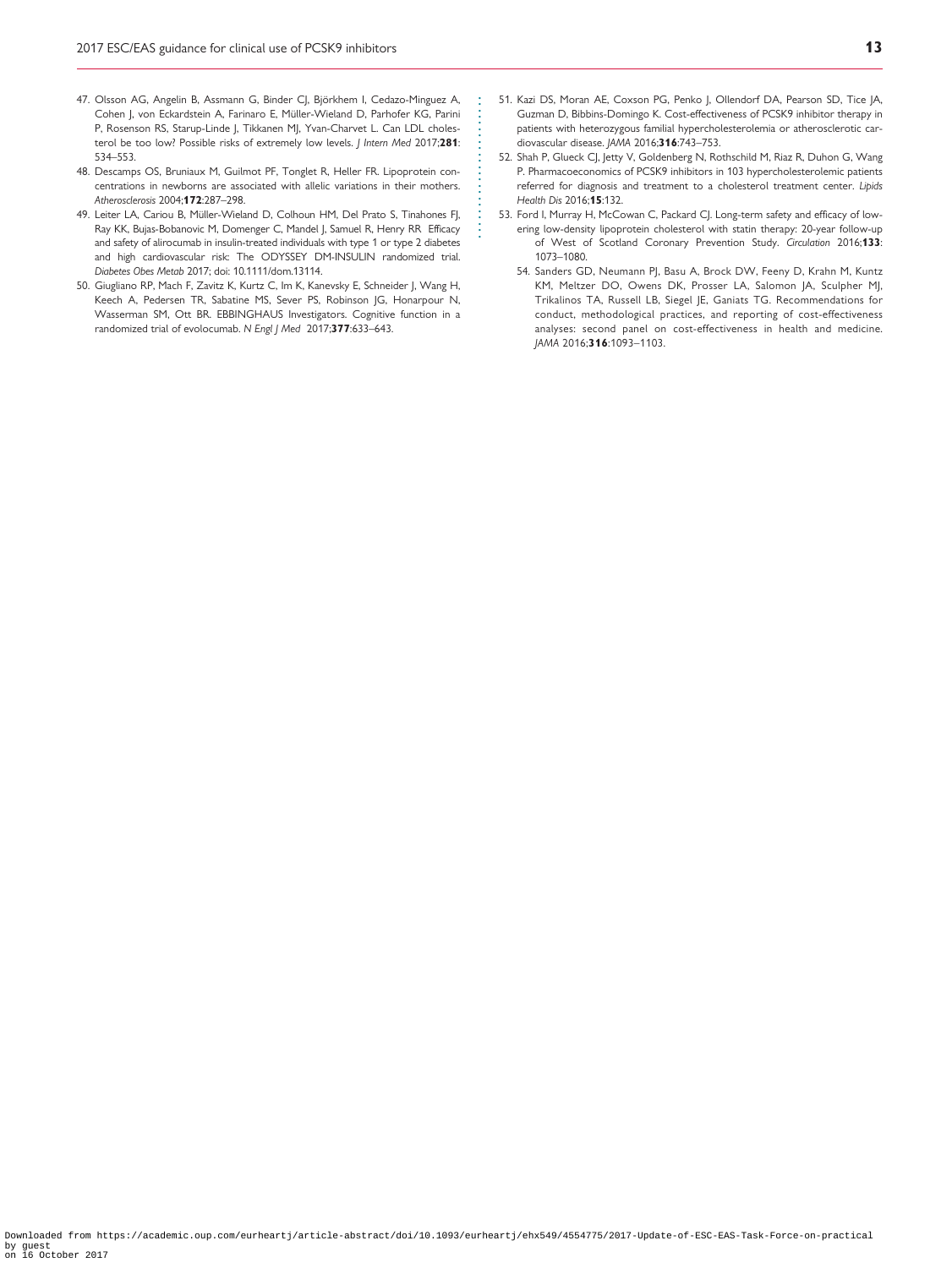47. Olsson AG, Angelin B, Assmann G, Binder CJ, Björkhem I, Cedazo-Minguez A, Cohen J, von Eckardstein A, Farinaro E, Müller-Wieland D, Parhofer KG, Parini P, Rosenson RS, Starup-Linde J, Tikkanen MJ, Yvan-Charvet L. Can LDL cholesterol be too low? Possible risks of extremely low levels. *J Intern Med* 2017;**281**: 534–553.
48. Descamps OS, Bruniaux M, Guilmot PF, Tonglet R, Heller FR. Lipoprotein concentrations in newborns are associated with allelic variations in their mothers. *Atherosclerosis* 2004;**172**:287–298.
49. Leiter LA, Cariou B, Müller-Wieland D, Colhoun HM, Del Prato S, Tinahones FJ, Ray KK, Bujas-Bobanovic M, Domenger C, Mandel J, Samuel R, Henry RR Efficacy and safety of alirocumab in insulin-treated individuals with type 1 or type 2 diabetes and high cardiovascular risk: The ODYSSEY DM-INSULIN randomized trial. *Diabetes Obes Metab* 2017; doi: 10.1111/dom.13114.
50. Giugliano RP, Mach F, Zavitz K, Kurtz C, Im K, Kanevsky E, Schneider J, Wang H, Keech A, Pedersen TR, Sabatine MS, Sever PS, Robinson JG, Honarpour N, Wasserman SM, Ott BR. EBBINGHAUS Investigators. Cognitive function in a randomized trial of evolocumab. *N Engl J Med* 2017;**377**:633–643.
51. Kazi DS, Moran AE, Coxson PG, Penko J, Ollendorf DA, Pearson SD, Tice JA, Guzman D, Bibbins-Domingo K. Cost-effectiveness of PCSK9 inhibitor therapy in patients with heterozygous familial hypercholesterolemia or atherosclerotic cardiovascular disease. *JAMA* 2016;**316**:743–753.
52. Shah P, Glueck CJ, Jetty V, Goldenberg N, Rothschild M, Riaz R, Duhon G, Wang P. Pharmacoeconomics of PCSK9 inhibitors in 103 hypercholesterolemic patients referred for diagnosis and treatment to a cholesterol treatment center. *Lipids Health Dis* 2016;**15**:132.
53. Ford I, Murray H, McCowan C, Packard CJ. Long-term safety and efficacy of lowering low-density lipoprotein cholesterol with statin therapy: 20-year follow-up of West of Scotland Coronary Prevention Study. *Circulation* 2016;**133**: 1073–1080.
54. Sanders GD, Neumann PJ, Basu A, Brock DW, Feeny D, Krahn M, Kuntz KM, Meltzer DO, Owens DK, Prosser LA, Salomon JA, Sculpher MJ, Trikalinos TA, Russell LB, Siegel JE, Ganiats TG. Recommendations for conduct, methodological practices, and reporting of cost-effectiveness analyses: second panel on cost-effectiveness in health and medicine. *JAMA* 2016;**316**:1093–1103.